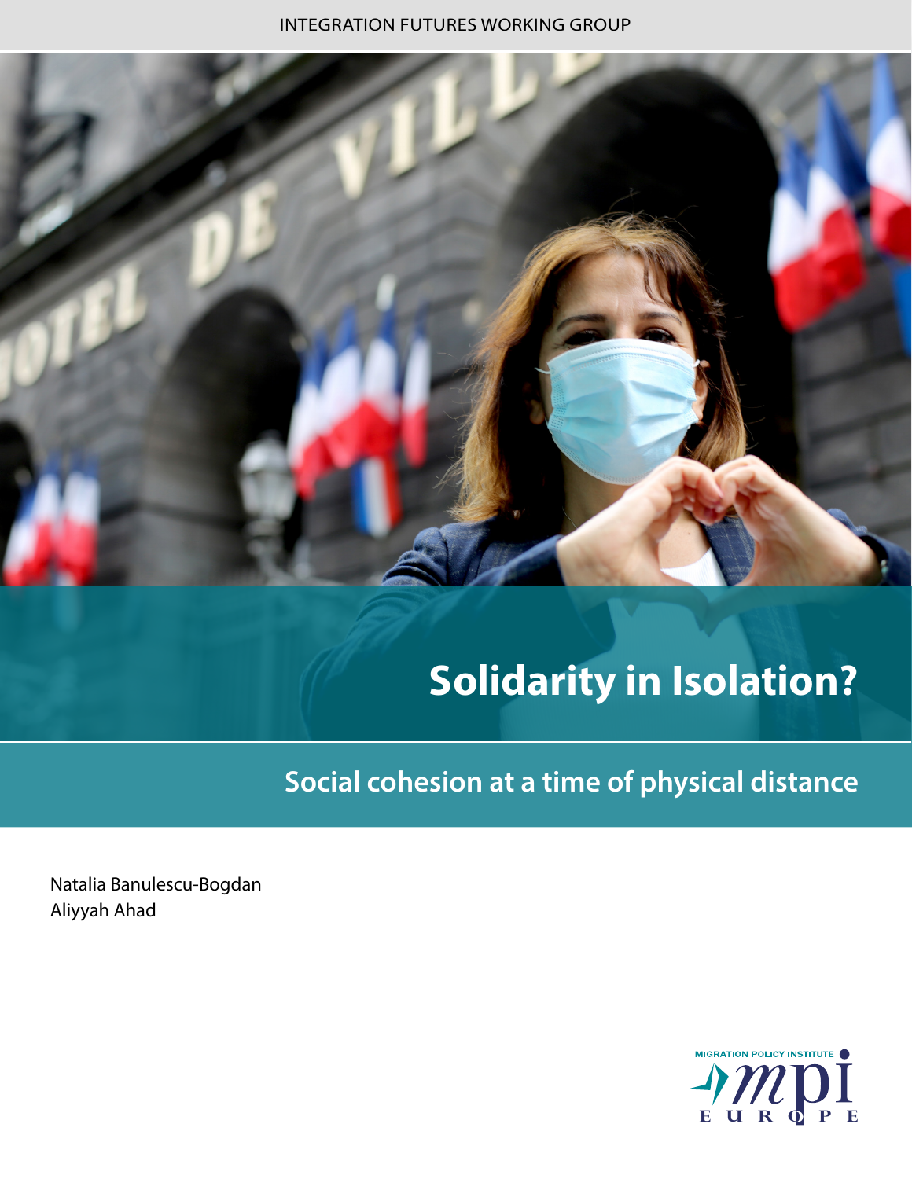INTEGRATION FUTURES WORKING GROUP

# Solidarity in Isolation?

## Social cohesion at a time of physical distance

Natalia Banulescu-Bogdan
Aliyyah Ahad

MIGRATION POLICY INSTITUTE
mpi
EUROPE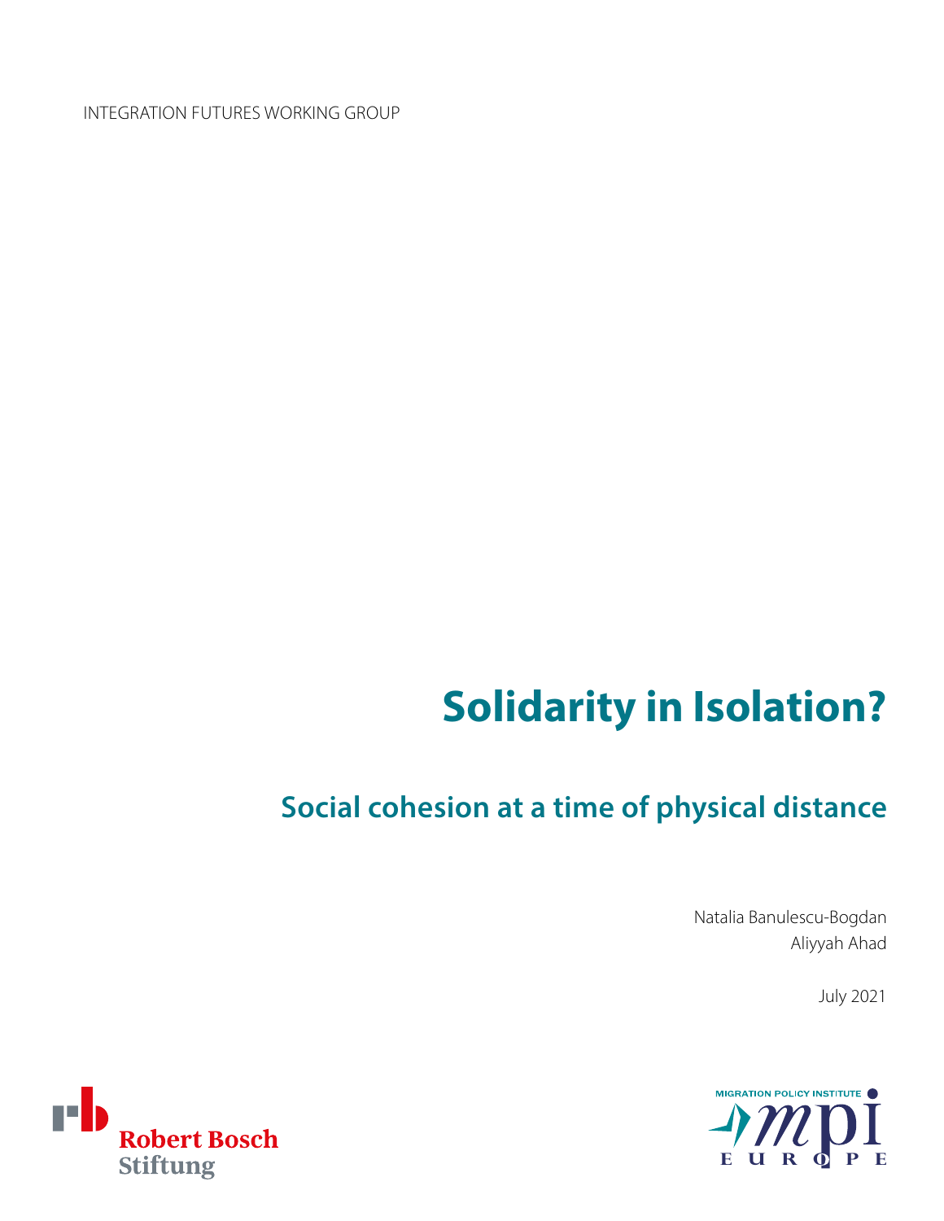INTEGRATION FUTURES WORKING GROUP

# Solidarity in Isolation?

## Social cohesion at a time of physical distance

Natalia Banulescu-Bogdan
Aliyyah Ahad

July 2021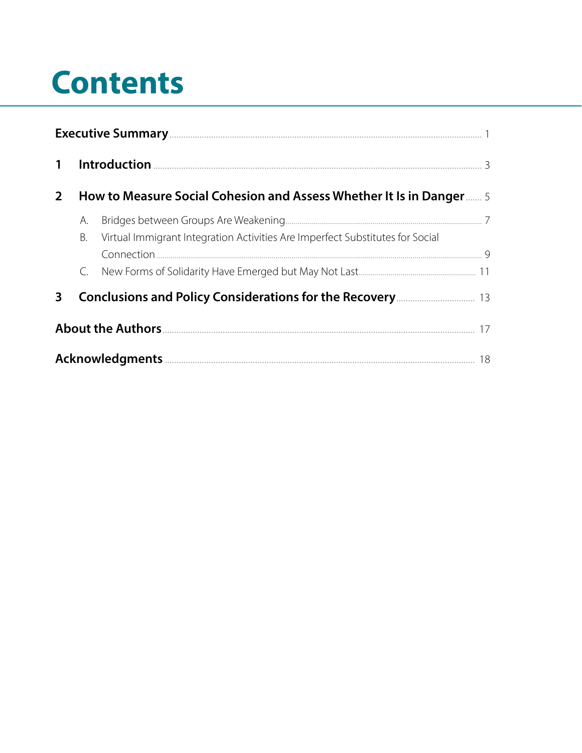# Contents

**Executive Summary** ........................................................ 1

**1 Introduction** ........................................................ 3

**2 How to Measure Social Cohesion and Assess Whether It Is in Danger** ........ 5

- A. Bridges between Groups Are Weakening ........................................ 7
- B. Virtual Immigrant Integration Activities Are Imperfect Substitutes for Social Connection ........................................ 9
- C. New Forms of Solidarity Have Emerged but May Not Last ........................ 11

**3 Conclusions and Policy Considerations for the Recovery** .................... 13

**About the Authors** ........................................................ 17

**Acknowledgments** ........................................................ 18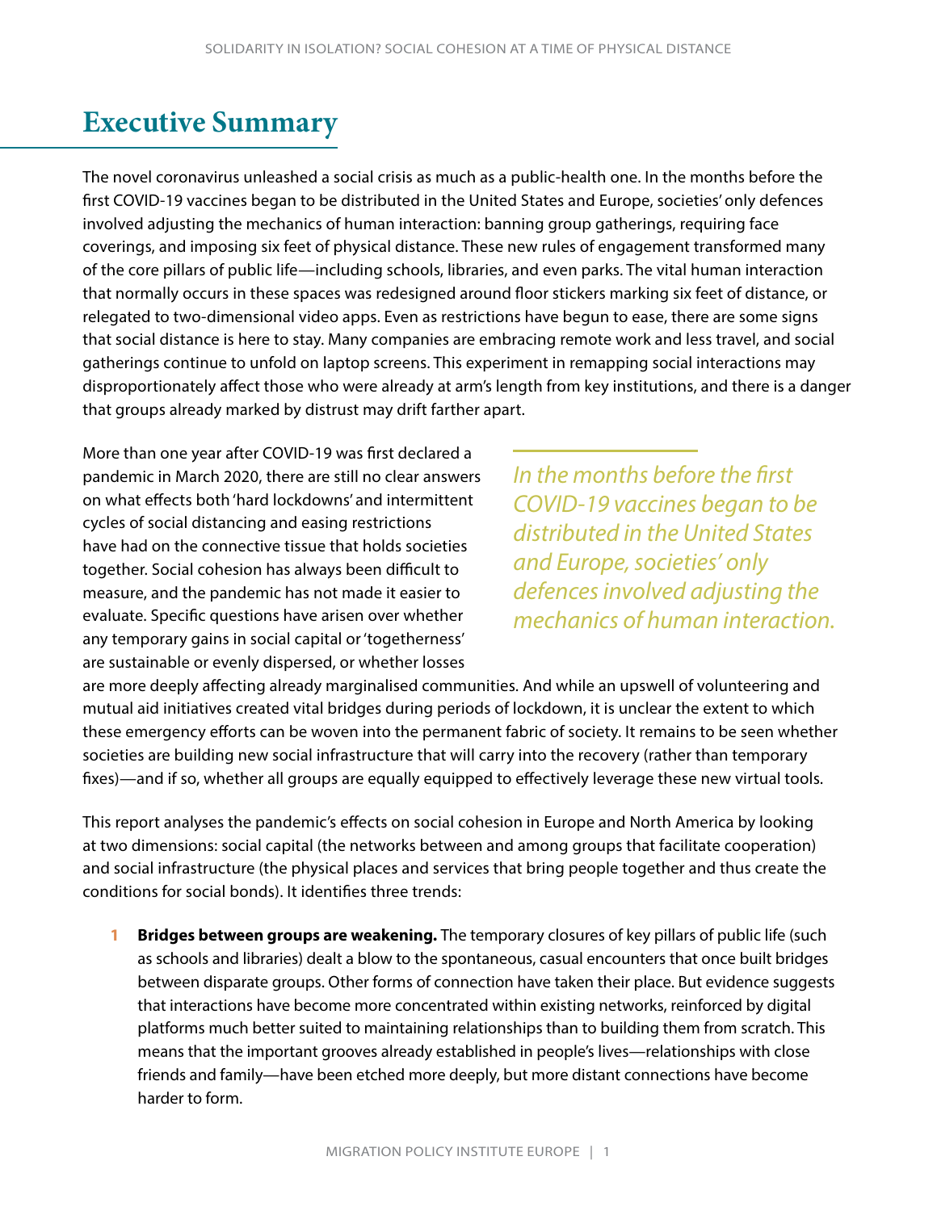# Executive Summary

The novel coronavirus unleashed a social crisis as much as a public-health one. In the months before the first COVID-19 vaccines began to be distributed in the United States and Europe, societies' only defences involved adjusting the mechanics of human interaction: banning group gatherings, requiring face coverings, and imposing six feet of physical distance. These new rules of engagement transformed many of the core pillars of public life—including schools, libraries, and even parks. The vital human interaction that normally occurs in these spaces was redesigned around floor stickers marking six feet of distance, or relegated to two-dimensional video apps. Even as restrictions have begun to ease, there are some signs that social distance is here to stay. Many companies are embracing remote work and less travel, and social gatherings continue to unfold on laptop screens. This experiment in remapping social interactions may disproportionately affect those who were already at arm's length from key institutions, and there is a danger that groups already marked by distrust may drift farther apart.

More than one year after COVID-19 was first declared a pandemic in March 2020, there are still no clear answers on what effects both 'hard lockdowns' and intermittent cycles of social distancing and easing restrictions have had on the connective tissue that holds societies together. Social cohesion has always been difficult to measure, and the pandemic has not made it easier to evaluate. Specific questions have arisen over whether any temporary gains in social capital or 'togetherness' are sustainable or evenly dispersed, or whether losses are more deeply affecting already marginalised communities. And while an upswell of volunteering and mutual aid initiatives created vital bridges during periods of lockdown, it is unclear the extent to which these emergency efforts can be woven into the permanent fabric of society. It remains to be seen whether societies are building new social infrastructure that will carry into the recovery (rather than temporary fixes)—and if so, whether all groups are equally equipped to effectively leverage these new virtual tools.

> *In the months before the first COVID-19 vaccines began to be distributed in the United States and Europe, societies' only defences involved adjusting the mechanics of human interaction.*

This report analyses the pandemic's effects on social cohesion in Europe and North America by looking at two dimensions: social capital (the networks between and among groups that facilitate cooperation) and social infrastructure (the physical places and services that bring people together and thus create the conditions for social bonds). It identifies three trends:

1. **Bridges between groups are weakening.** The temporary closures of key pillars of public life (such as schools and libraries) dealt a blow to the spontaneous, casual encounters that once built bridges between disparate groups. Other forms of connection have taken their place. But evidence suggests that interactions have become more concentrated within existing networks, reinforced by digital platforms much better suited to maintaining relationships than to building them from scratch. This means that the important grooves already established in people's lives—relationships with close friends and family—have been etched more deeply, but more distant connections have become harder to form.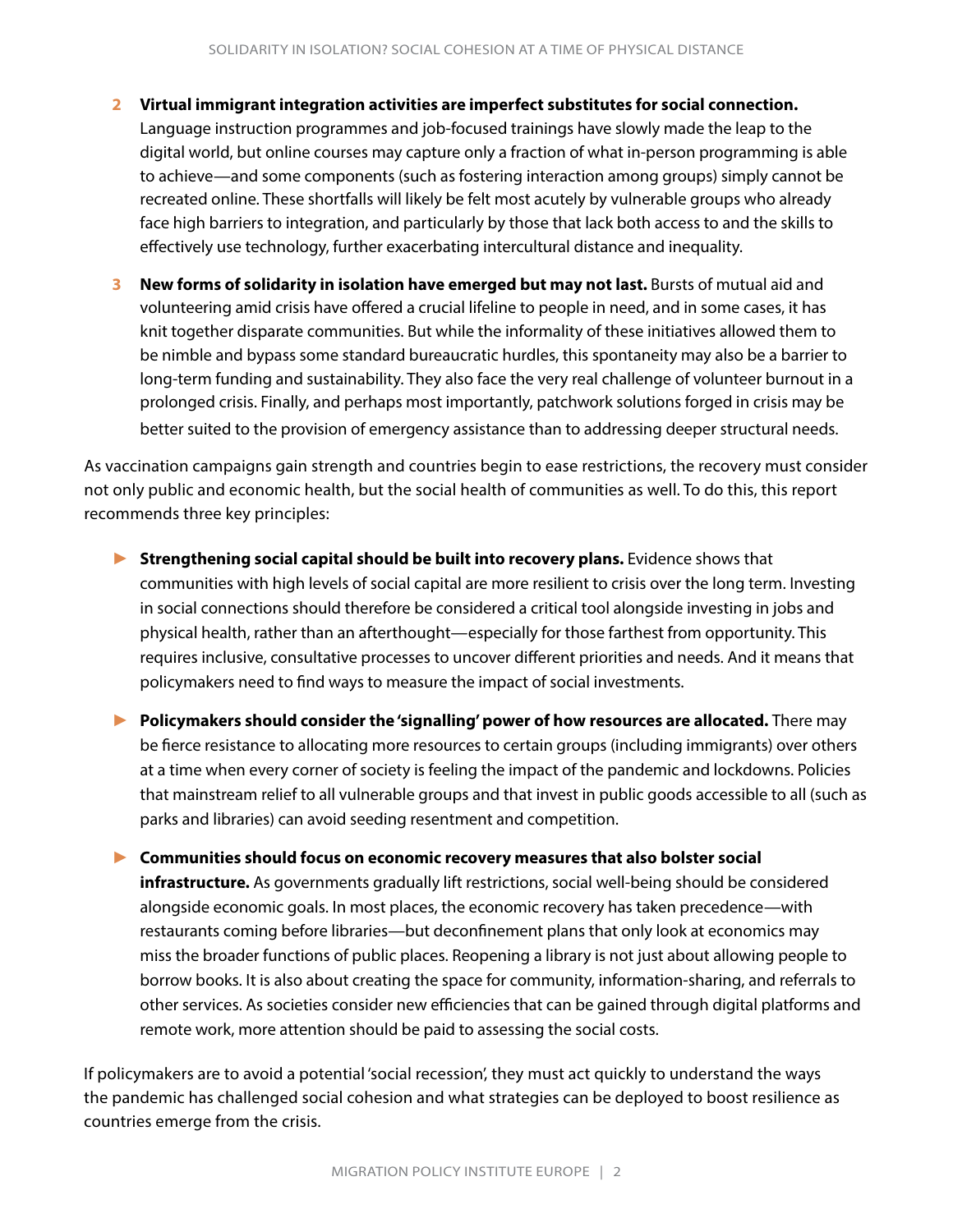2. **Virtual immigrant integration activities are imperfect substitutes for social connection.** Language instruction programmes and job-focused trainings have slowly made the leap to the digital world, but online courses may capture only a fraction of what in-person programming is able to achieve—and some components (such as fostering interaction among groups) simply cannot be recreated online. These shortfalls will likely be felt most acutely by vulnerable groups who already face high barriers to integration, and particularly by those that lack both access to and the skills to effectively use technology, further exacerbating intercultural distance and inequality.

3. **New forms of solidarity in isolation have emerged but may not last.** Bursts of mutual aid and volunteering amid crisis have offered a crucial lifeline to people in need, and in some cases, it has knit together disparate communities. But while the informality of these initiatives allowed them to be nimble and bypass some standard bureaucratic hurdles, this spontaneity may also be a barrier to long-term funding and sustainability. They also face the very real challenge of volunteer burnout in a prolonged crisis. Finally, and perhaps most importantly, patchwork solutions forged in crisis may be better suited to the provision of emergency assistance than to addressing deeper structural needs.

As vaccination campaigns gain strength and countries begin to ease restrictions, the recovery must consider not only public and economic health, but the social health of communities as well. To do this, this report recommends three key principles:

- **Strengthening social capital should be built into recovery plans.** Evidence shows that communities with high levels of social capital are more resilient to crisis over the long term. Investing in social connections should therefore be considered a critical tool alongside investing in jobs and physical health, rather than an afterthought—especially for those farthest from opportunity. This requires inclusive, consultative processes to uncover different priorities and needs. And it means that policymakers need to find ways to measure the impact of social investments.

- **Policymakers should consider the 'signalling' power of how resources are allocated.** There may be fierce resistance to allocating more resources to certain groups (including immigrants) over others at a time when every corner of society is feeling the impact of the pandemic and lockdowns. Policies that mainstream relief to all vulnerable groups and that invest in public goods accessible to all (such as parks and libraries) can avoid seeding resentment and competition.

- **Communities should focus on economic recovery measures that also bolster social infrastructure.** As governments gradually lift restrictions, social well-being should be considered alongside economic goals. In most places, the economic recovery has taken precedence—with restaurants coming before libraries—but deconfinement plans that only look at economics may miss the broader functions of public places. Reopening a library is not just about allowing people to borrow books. It is also about creating the space for community, information-sharing, and referrals to other services. As societies consider new efficiencies that can be gained through digital platforms and remote work, more attention should be paid to assessing the social costs.

If policymakers are to avoid a potential 'social recession', they must act quickly to understand the ways the pandemic has challenged social cohesion and what strategies can be deployed to boost resilience as countries emerge from the crisis.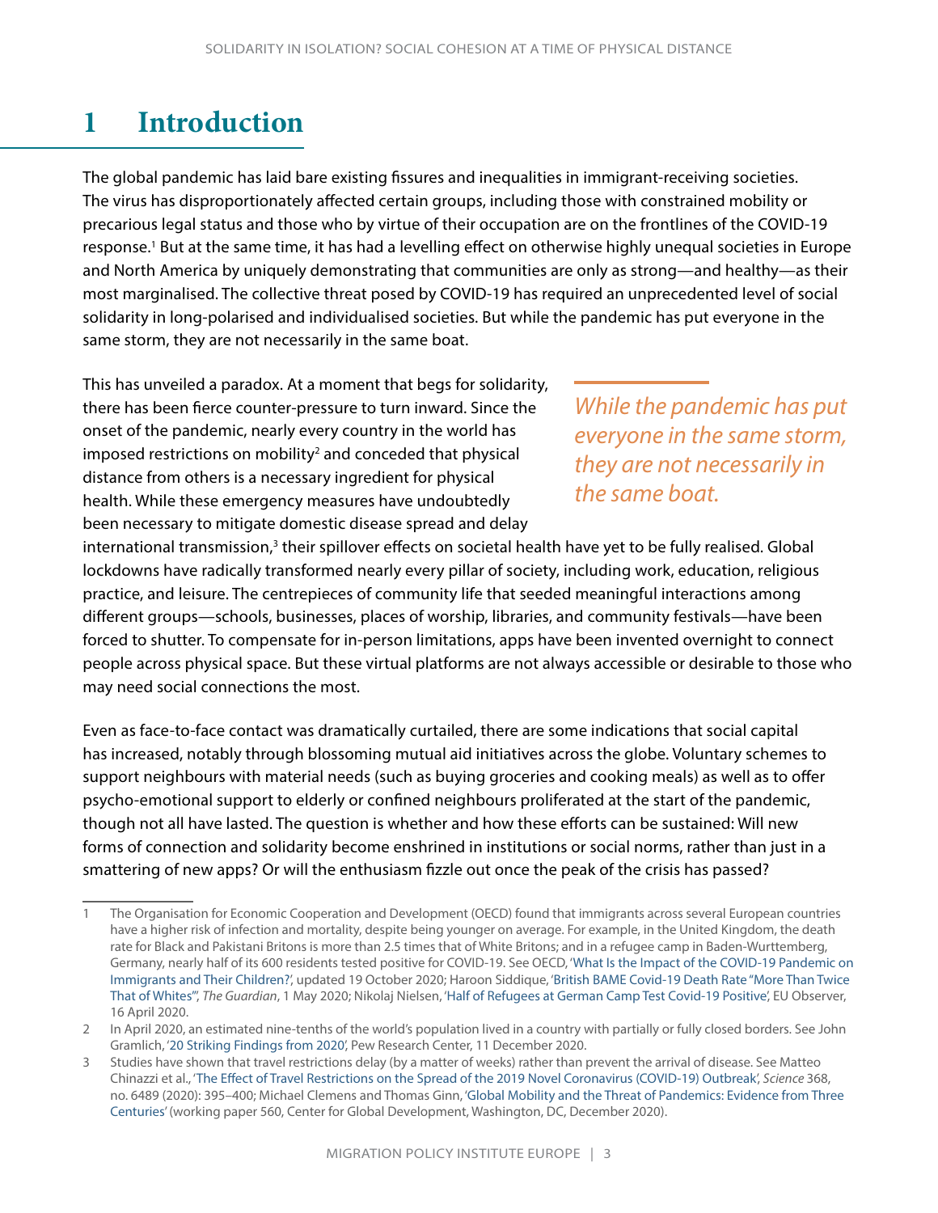# 1 Introduction

The global pandemic has laid bare existing fissures and inequalities in immigrant-receiving societies. The virus has disproportionately affected certain groups, including those with constrained mobility or precarious legal status and those who by virtue of their occupation are on the frontlines of the COVID-19 response.[1] But at the same time, it has had a levelling effect on otherwise highly unequal societies in Europe and North America by uniquely demonstrating that communities are only as strong—and healthy—as their most marginalised. The collective threat posed by COVID-19 has required an unprecedented level of social solidarity in long-polarised and individualised societies. But while the pandemic has put everyone in the same storm, they are not necessarily in the same boat.

This has unveiled a paradox. At a moment that begs for solidarity, there has been fierce counter-pressure to turn inward. Since the onset of the pandemic, nearly every country in the world has imposed restrictions on mobility[2] and conceded that physical distance from others is a necessary ingredient for physical health. While these emergency measures have undoubtedly been necessary to mitigate domestic disease spread and delay international transmission,[3] their spillover effects on societal health have yet to be fully realised. Global lockdowns have radically transformed nearly every pillar of society, including work, education, religious practice, and leisure. The centrepieces of community life that seeded meaningful interactions among different groups—schools, businesses, places of worship, libraries, and community festivals—have been forced to shutter. To compensate for in-person limitations, apps have been invented overnight to connect people across physical space. But these virtual platforms are not always accessible or desirable to those who may need social connections the most.

> *While the pandemic has put everyone in the same storm, they are not necessarily in the same boat.*

Even as face-to-face contact was dramatically curtailed, there are some indications that social capital has increased, notably through blossoming mutual aid initiatives across the globe. Voluntary schemes to support neighbours with material needs (such as buying groceries and cooking meals) as well as to offer psycho-emotional support to elderly or confined neighbours proliferated at the start of the pandemic, though not all have lasted. The question is whether and how these efforts can be sustained: Will new forms of connection and solidarity become enshrined in institutions or social norms, rather than just in a smattering of new apps? Or will the enthusiasm fizzle out once the peak of the crisis has passed?

---

1 The Organisation for Economic Cooperation and Development (OECD) found that immigrants across several European countries have a higher risk of infection and mortality, despite being younger on average. For example, in the United Kingdom, the death rate for Black and Pakistani Britons is more than 2.5 times that of White Britons; and in a refugee camp in Baden-Wurttemberg, Germany, nearly half of its 600 residents tested positive for COVID-19. See OECD, 'What Is the Impact of the COVID-19 Pandemic on Immigrants and Their Children?', updated 19 October 2020; Haroon Siddique, 'British BAME Covid-19 Death Rate "More Than Twice That of Whites"', *The Guardian*, 1 May 2020; Nikolaj Nielsen, 'Half of Refugees at German Camp Test Covid-19 Positive', EU Observer, 16 April 2020.

2 In April 2020, an estimated nine-tenths of the world's population lived in a country with partially or fully closed borders. See John Gramlich, '20 Striking Findings from 2020', Pew Research Center, 11 December 2020.

3 Studies have shown that travel restrictions delay (by a matter of weeks) rather than prevent the arrival of disease. See Matteo Chinazzi et al., 'The Effect of Travel Restrictions on the Spread of the 2019 Novel Coronavirus (COVID-19) Outbreak', *Science* 368, no. 6489 (2020): 395–400; Michael Clemens and Thomas Ginn, 'Global Mobility and the Threat of Pandemics: Evidence from Three Centuries' (working paper 560, Center for Global Development, Washington, DC, December 2020).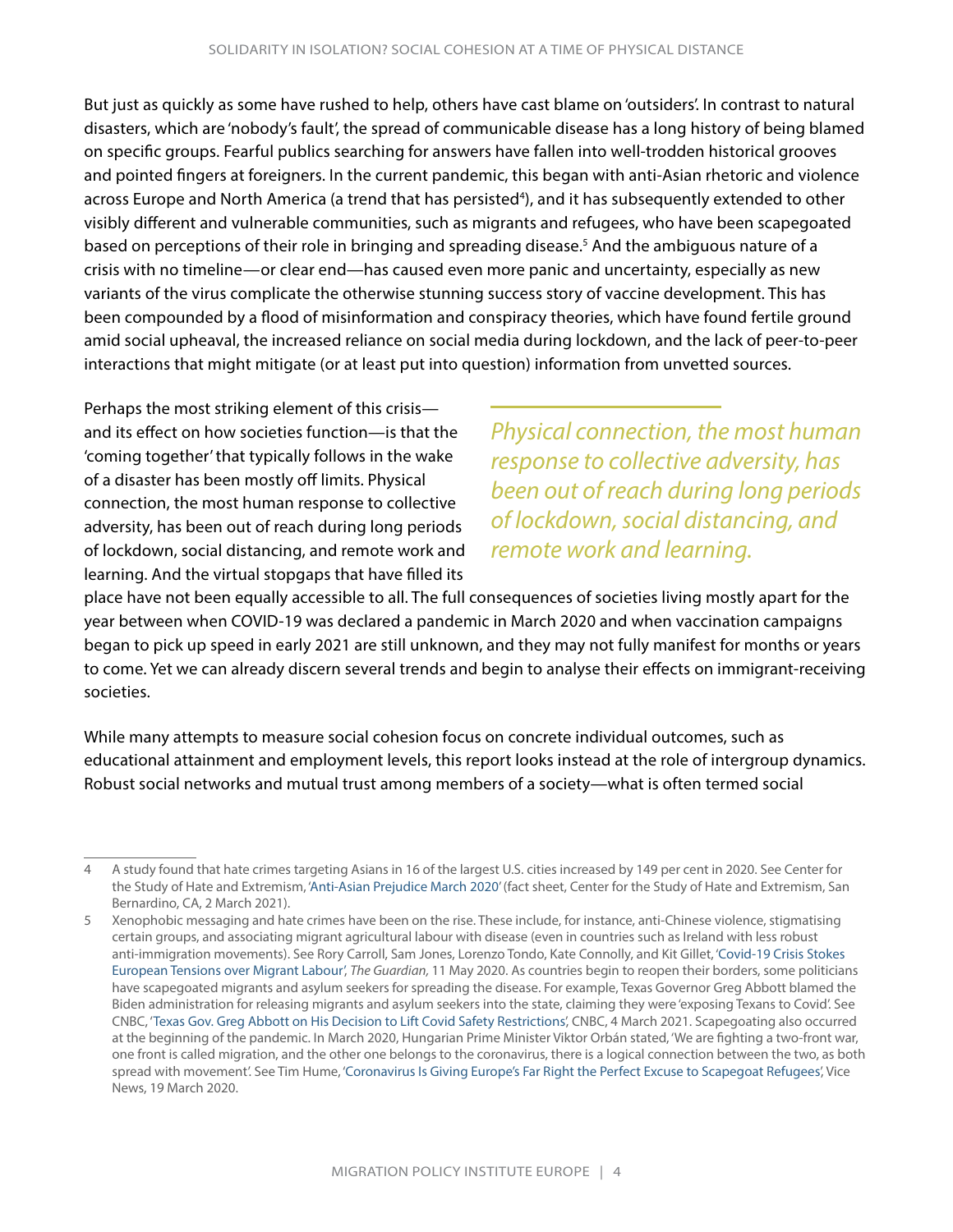But just as quickly as some have rushed to help, others have cast blame on 'outsiders'. In contrast to natural disasters, which are 'nobody's fault', the spread of communicable disease has a long history of being blamed on specific groups. Fearful publics searching for answers have fallen into well-trodden historical grooves and pointed fingers at foreigners. In the current pandemic, this began with anti-Asian rhetoric and violence across Europe and North America (a trend that has persisted[4]), and it has subsequently extended to other visibly different and vulnerable communities, such as migrants and refugees, who have been scapegoated based on perceptions of their role in bringing and spreading disease.[5] And the ambiguous nature of a crisis with no timeline—or clear end—has caused even more panic and uncertainty, especially as new variants of the virus complicate the otherwise stunning success story of vaccine development. This has been compounded by a flood of misinformation and conspiracy theories, which have found fertile ground amid social upheaval, the increased reliance on social media during lockdown, and the lack of peer-to-peer interactions that might mitigate (or at least put into question) information from unvetted sources.

Perhaps the most striking element of this crisis—and its effect on how societies function—is that the 'coming together' that typically follows in the wake of a disaster has been mostly off limits. Physical connection, the most human response to collective adversity, has been out of reach during long periods of lockdown, social distancing, and remote work and learning. And the virtual stopgaps that have filled its place have not been equally accessible to all. The full consequences of societies living mostly apart for the year between when COVID-19 was declared a pandemic in March 2020 and when vaccination campaigns began to pick up speed in early 2021 are still unknown, and they may not fully manifest for months or years to come. Yet we can already discern several trends and begin to analyse their effects on immigrant-receiving societies.

> *Physical connection, the most human response to collective adversity, has been out of reach during long periods of lockdown, social distancing, and remote work and learning.*

While many attempts to measure social cohesion focus on concrete individual outcomes, such as educational attainment and employment levels, this report looks instead at the role of intergroup dynamics. Robust social networks and mutual trust among members of a society—what is often termed social

---

4 A study found that hate crimes targeting Asians in 16 of the largest U.S. cities increased by 149 per cent in 2020. See Center for the Study of Hate and Extremism, 'Anti-Asian Prejudice March 2020' (fact sheet, Center for the Study of Hate and Extremism, San Bernardino, CA, 2 March 2021).

5 Xenophobic messaging and hate crimes have been on the rise. These include, for instance, anti-Chinese violence, stigmatising certain groups, and associating migrant agricultural labour with disease (even in countries such as Ireland with less robust anti-immigration movements). See Rory Carroll, Sam Jones, Lorenzo Tondo, Kate Connolly, and Kit Gillet, 'Covid-19 Crisis Stokes European Tensions over Migrant Labour', *The Guardian*, 11 May 2020. As countries begin to reopen their borders, some politicians have scapegoated migrants and asylum seekers for spreading the disease. For example, Texas Governor Greg Abbott blamed the Biden administration for releasing migrants and asylum seekers into the state, claiming they were 'exposing Texans to Covid'. See CNBC, 'Texas Gov. Greg Abbott on His Decision to Lift Covid Safety Restrictions', CNBC, 4 March 2021. Scapegoating also occurred at the beginning of the pandemic. In March 2020, Hungarian Prime Minister Viktor Orbán stated, 'We are fighting a two-front war, one front is called migration, and the other one belongs to the coronavirus, there is a logical connection between the two, as both spread with movement'. See Tim Hume, 'Coronavirus Is Giving Europe's Far Right the Perfect Excuse to Scapegoat Refugees', Vice News, 19 March 2020.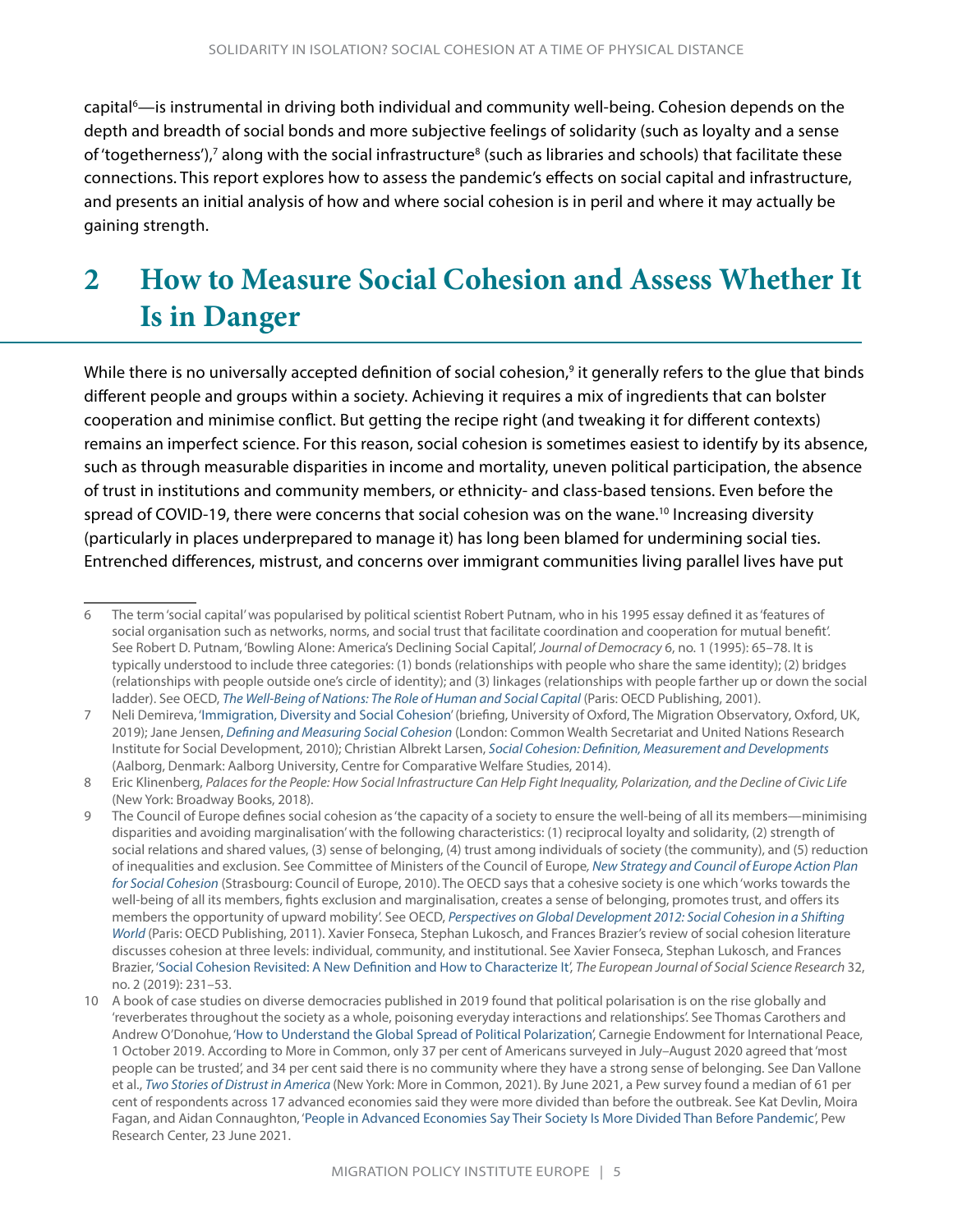capital[6]—is instrumental in driving both individual and community well-being. Cohesion depends on the depth and breadth of social bonds and more subjective feelings of solidarity (such as loyalty and a sense of 'togetherness'),[7] along with the social infrastructure[8] (such as libraries and schools) that facilitate these connections. This report explores how to assess the pandemic's effects on social capital and infrastructure, and presents an initial analysis of how and where social cohesion is in peril and where it may actually be gaining strength.

# 2 How to Measure Social Cohesion and Assess Whether It Is in Danger

While there is no universally accepted definition of social cohesion,[9] it generally refers to the glue that binds different people and groups within a society. Achieving it requires a mix of ingredients that can bolster cooperation and minimise conflict. But getting the recipe right (and tweaking it for different contexts) remains an imperfect science. For this reason, social cohesion is sometimes easiest to identify by its absence, such as through measurable disparities in income and mortality, uneven political participation, the absence of trust in institutions and community members, or ethnicity- and class-based tensions. Even before the spread of COVID-19, there were concerns that social cohesion was on the wane.[10] Increasing diversity (particularly in places underprepared to manage it) has long been blamed for undermining social ties. Entrenched differences, mistrust, and concerns over immigrant communities living parallel lives have put

---

6 The term 'social capital' was popularised by political scientist Robert Putnam, who in his 1995 essay defined it as 'features of social organisation such as networks, norms, and social trust that facilitate coordination and cooperation for mutual benefit'. See Robert D. Putnam, 'Bowling Alone: America's Declining Social Capital', *Journal of Democracy* 6, no. 1 (1995): 65–78. It is typically understood to include three categories: (1) bonds (relationships with people who share the same identity); (2) bridges (relationships with people outside one's circle of identity); and (3) linkages (relationships with people farther up or down the social ladder). See OECD, *The Well-Being of Nations: The Role of Human and Social Capital* (Paris: OECD Publishing, 2001).

7 Neli Demireva, 'Immigration, Diversity and Social Cohesion' (briefing, University of Oxford, The Migration Observatory, Oxford, UK, 2019); Jane Jensen, *Defining and Measuring Social Cohesion* (London: Common Wealth Secretariat and United Nations Research Institute for Social Development, 2010); Christian Albrekt Larsen, *Social Cohesion: Definition, Measurement and Developments* (Aalborg, Denmark: Aalborg University, Centre for Comparative Welfare Studies, 2014).

8 Eric Klinenberg, *Palaces for the People: How Social Infrastructure Can Help Fight Inequality, Polarization, and the Decline of Civic Life* (New York: Broadway Books, 2018).

9 The Council of Europe defines social cohesion as 'the capacity of a society to ensure the well-being of all its members—minimising disparities and avoiding marginalisation' with the following characteristics: (1) reciprocal loyalty and solidarity, (2) strength of social relations and shared values, (3) sense of belonging, (4) trust among individuals of society (the community), and (5) reduction of inequalities and exclusion. See Committee of Ministers of the Council of Europe, *New Strategy and Council of Europe Action Plan for Social Cohesion* (Strasbourg: Council of Europe, 2010). The OECD says that a cohesive society is one which 'works towards the well-being of all its members, fights exclusion and marginalisation, creates a sense of belonging, promotes trust, and offers its members the opportunity of upward mobility'. See OECD, *Perspectives on Global Development 2012: Social Cohesion in a Shifting World* (Paris: OECD Publishing, 2011). Xavier Fonseca, Stephan Lukosch, and Frances Brazier's review of social cohesion literature discusses cohesion at three levels: individual, community, and institutional. See Xavier Fonseca, Stephan Lukosch, and Frances Brazier, 'Social Cohesion Revisited: A New Definition and How to Characterize It', *The European Journal of Social Science Research* 32, no. 2 (2019): 231–53.

10 A book of case studies on diverse democracies published in 2019 found that political polarisation is on the rise globally and 'reverberates throughout the society as a whole, poisoning everyday interactions and relationships'. See Thomas Carothers and Andrew O'Donohue, 'How to Understand the Global Spread of Political Polarization', Carnegie Endowment for International Peace, 1 October 2019. According to More in Common, only 37 per cent of Americans surveyed in July–August 2020 agreed that 'most people can be trusted', and 34 per cent said there is no community where they have a strong sense of belonging. See Dan Vallone et al., *Two Stories of Distrust in America* (New York: More in Common, 2021). By June 2021, a Pew survey found a median of 61 per cent of respondents across 17 advanced economies said they were more divided than before the outbreak. See Kat Devlin, Moira Fagan, and Aidan Connaughton, 'People in Advanced Economies Say Their Society Is More Divided Than Before Pandemic', Pew Research Center, 23 June 2021.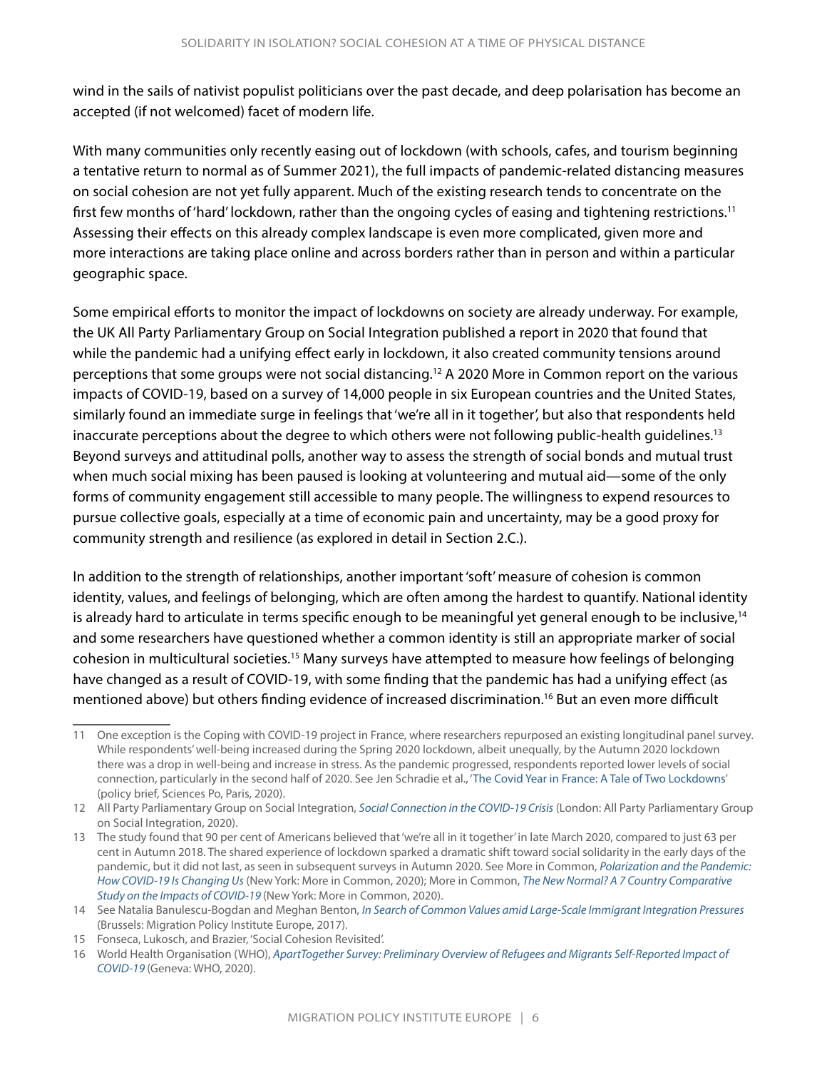wind in the sails of nativist populist politicians over the past decade, and deep polarisation has become an accepted (if not welcomed) facet of modern life.

With many communities only recently easing out of lockdown (with schools, cafes, and tourism beginning a tentative return to normal as of Summer 2021), the full impacts of pandemic-related distancing measures on social cohesion are not yet fully apparent. Much of the existing research tends to concentrate on the first few months of 'hard' lockdown, rather than the ongoing cycles of easing and tightening restrictions.[11] Assessing their effects on this already complex landscape is even more complicated, given more and more interactions are taking place online and across borders rather than in person and within a particular geographic space.

Some empirical efforts to monitor the impact of lockdowns on society are already underway. For example, the UK All Party Parliamentary Group on Social Integration published a report in 2020 that found that while the pandemic had a unifying effect early in lockdown, it also created community tensions around perceptions that some groups were not social distancing.[12] A 2020 More in Common report on the various impacts of COVID-19, based on a survey of 14,000 people in six European countries and the United States, similarly found an immediate surge in feelings that 'we're all in it together', but also that respondents held inaccurate perceptions about the degree to which others were not following public-health guidelines.[13] Beyond surveys and attitudinal polls, another way to assess the strength of social bonds and mutual trust when much social mixing has been paused is looking at volunteering and mutual aid—some of the only forms of community engagement still accessible to many people. The willingness to expend resources to pursue collective goals, especially at a time of economic pain and uncertainty, may be a good proxy for community strength and resilience (as explored in detail in Section 2.C.).

In addition to the strength of relationships, another important 'soft' measure of cohesion is common identity, values, and feelings of belonging, which are often among the hardest to quantify. National identity is already hard to articulate in terms specific enough to be meaningful yet general enough to be inclusive,[14] and some researchers have questioned whether a common identity is still an appropriate marker of social cohesion in multicultural societies.[15] Many surveys have attempted to measure how feelings of belonging have changed as a result of COVID-19, with some finding that the pandemic has had a unifying effect (as mentioned above) but others finding evidence of increased discrimination.[16] But an even more difficult

---

11 One exception is the Coping with COVID-19 project in France, where researchers repurposed an existing longitudinal panel survey. While respondents' well-being increased during the Spring 2020 lockdown, albeit unequally, by the Autumn 2020 lockdown there was a drop in well-being and increase in stress. As the pandemic progressed, respondents reported lower levels of social connection, particularly in the second half of 2020. See Jen Schradie et al., 'The Covid Year in France: A Tale of Two Lockdowns' (policy brief, Sciences Po, Paris, 2020).

12 All Party Parliamentary Group on Social Integration, *Social Connection in the COVID-19 Crisis* (London: All Party Parliamentary Group on Social Integration, 2020).

13 The study found that 90 per cent of Americans believed that 'we're all in it together' in late March 2020, compared to just 63 per cent in Autumn 2018. The shared experience of lockdown sparked a dramatic shift toward social solidarity in the early days of the pandemic, but it did not last, as seen in subsequent surveys in Autumn 2020. See More in Common, *Polarization and the Pandemic: How COVID-19 Is Changing Us* (New York: More in Common, 2020); More in Common, *The New Normal? A 7 Country Comparative Study on the Impacts of COVID-19* (New York: More in Common, 2020).

14 See Natalia Banulescu-Bogdan and Meghan Benton, *In Search of Common Values amid Large-Scale Immigrant Integration Pressures* (Brussels: Migration Policy Institute Europe, 2017).

15 Fonseca, Lukosch, and Brazier, 'Social Cohesion Revisited'.

16 World Health Organisation (WHO), *ApartTogether Survey: Preliminary Overview of Refugees and Migrants Self-Reported Impact of COVID-19* (Geneva: WHO, 2020).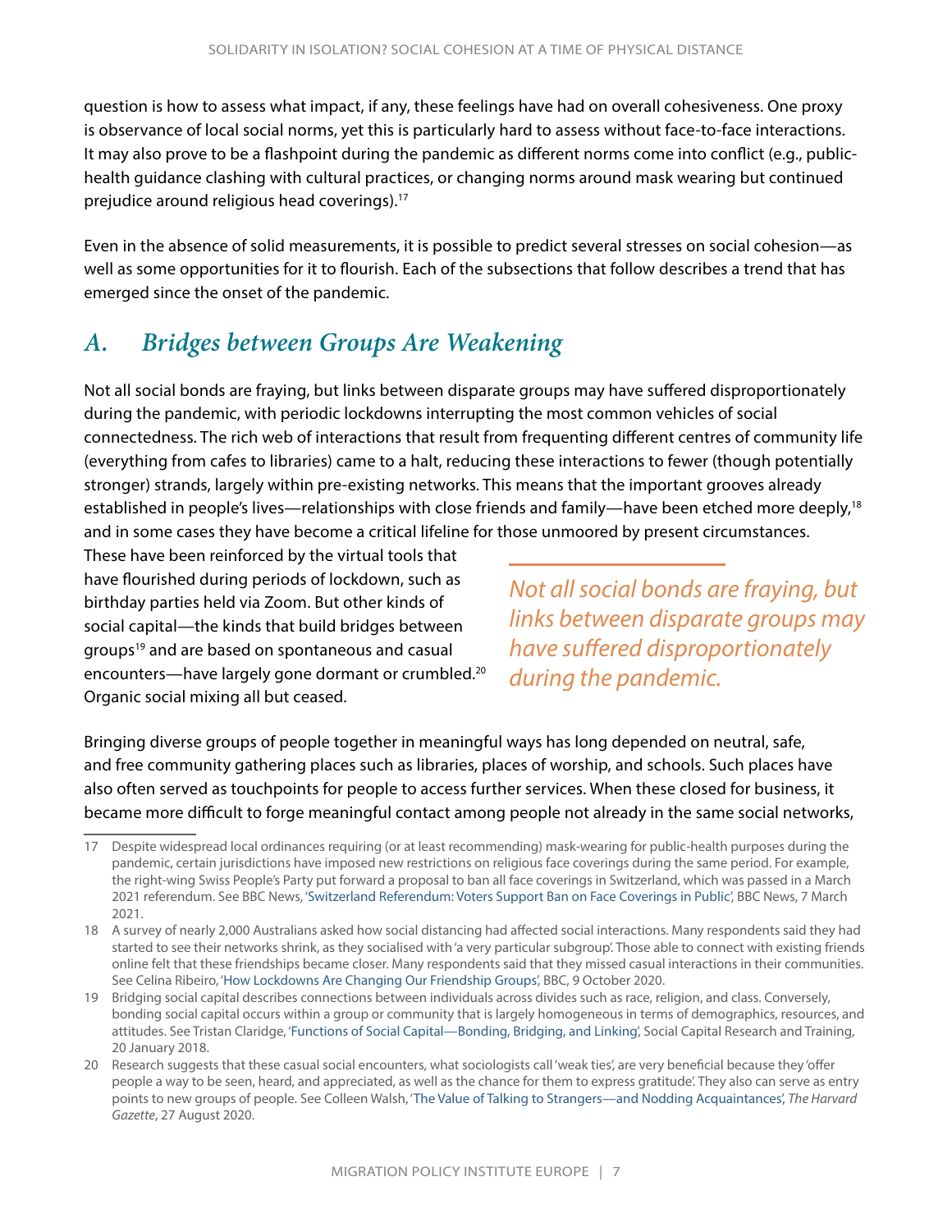question is how to assess what impact, if any, these feelings have had on overall cohesiveness. One proxy is observance of local social norms, yet this is particularly hard to assess without face-to-face interactions. It may also prove to be a flashpoint during the pandemic as different norms come into conflict (e.g., public-health guidance clashing with cultural practices, or changing norms around mask wearing but continued prejudice around religious head coverings).[17]

Even in the absence of solid measurements, it is possible to predict several stresses on social cohesion—as well as some opportunities for it to flourish. Each of the subsections that follow describes a trend that has emerged since the onset of the pandemic.

## *A. Bridges between Groups Are Weakening*

Not all social bonds are fraying, but links between disparate groups may have suffered disproportionately during the pandemic, with periodic lockdowns interrupting the most common vehicles of social connectedness. The rich web of interactions that result from frequenting different centres of community life (everything from cafes to libraries) came to a halt, reducing these interactions to fewer (though potentially stronger) strands, largely within pre-existing networks. This means that the important grooves already established in people's lives—relationships with close friends and family—have been etched more deeply,[18] and in some cases they have become a critical lifeline for those unmoored by present circumstances. These have been reinforced by the virtual tools that have flourished during periods of lockdown, such as birthday parties held via Zoom. But other kinds of social capital—the kinds that build bridges between groups[19] and are based on spontaneous and casual encounters—have largely gone dormant or crumbled.[20] Organic social mixing all but ceased.

> *Not all social bonds are fraying, but links between disparate groups may have suffered disproportionately during the pandemic.*

Bringing diverse groups of people together in meaningful ways has long depended on neutral, safe, and free community gathering places such as libraries, places of worship, and schools. Such places have also often served as touchpoints for people to access further services. When these closed for business, it became more difficult to forge meaningful contact among people not already in the same social networks,

---

17 Despite widespread local ordinances requiring (or at least recommending) mask-wearing for public-health purposes during the pandemic, certain jurisdictions have imposed new restrictions on religious face coverings during the same period. For example, the right-wing Swiss People's Party put forward a proposal to ban all face coverings in Switzerland, which was passed in a March 2021 referendum. See BBC News, 'Switzerland Referendum: Voters Support Ban on Face Coverings in Public', BBC News, 7 March 2021.

18 A survey of nearly 2,000 Australians asked how social distancing had affected social interactions. Many respondents said they had started to see their networks shrink, as they socialised with 'a very particular subgroup'. Those able to connect with existing friends online felt that these friendships became closer. Many respondents said that they missed casual interactions in their communities. See Celina Ribeiro, 'How Lockdowns Are Changing Our Friendship Groups', BBC, 9 October 2020.

19 Bridging social capital describes connections between individuals across divides such as race, religion, and class. Conversely, bonding social capital occurs within a group or community that is largely homogeneous in terms of demographics, resources, and attitudes. See Tristan Claridge, 'Functions of Social Capital—Bonding, Bridging, and Linking', Social Capital Research and Training, 20 January 2018.

20 Research suggests that these casual social encounters, what sociologists call 'weak ties', are very beneficial because they 'offer people a way to be seen, heard, and appreciated, as well as the chance for them to express gratitude'. They also can serve as entry points to new groups of people. See Colleen Walsh, 'The Value of Talking to Strangers—and Nodding Acquaintances', *The Harvard Gazette*, 27 August 2020.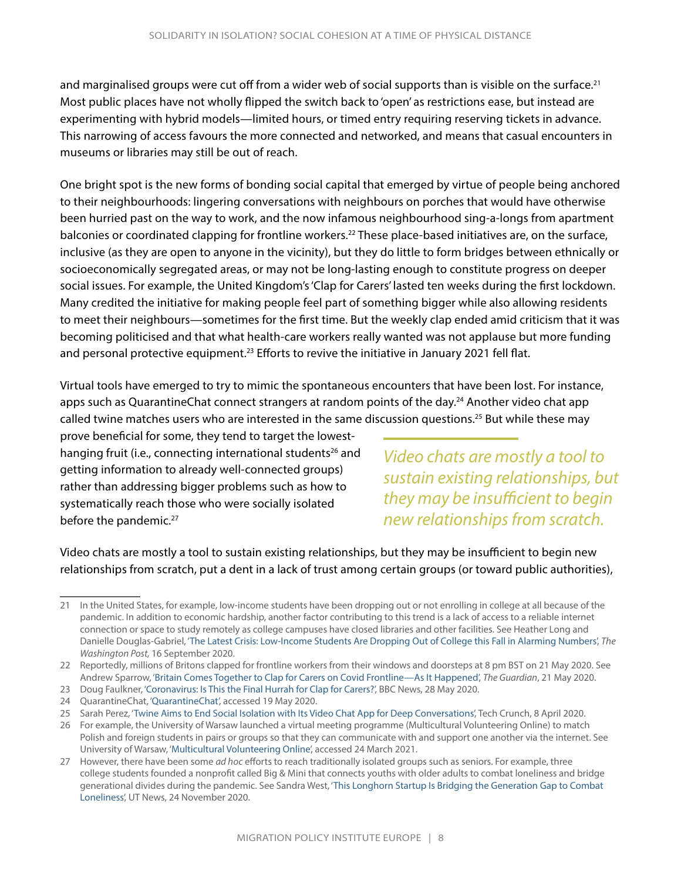and marginalised groups were cut off from a wider web of social supports than is visible on the surface.[21] Most public places have not wholly flipped the switch back to 'open' as restrictions ease, but instead are experimenting with hybrid models—limited hours, or timed entry requiring reserving tickets in advance. This narrowing of access favours the more connected and networked, and means that casual encounters in museums or libraries may still be out of reach.

One bright spot is the new forms of bonding social capital that emerged by virtue of people being anchored to their neighbourhoods: lingering conversations with neighbours on porches that would have otherwise been hurried past on the way to work, and the now infamous neighbourhood sing-a-longs from apartment balconies or coordinated clapping for frontline workers.[22] These place-based initiatives are, on the surface, inclusive (as they are open to anyone in the vicinity), but they do little to form bridges between ethnically or socioeconomically segregated areas, or may not be long-lasting enough to constitute progress on deeper social issues. For example, the United Kingdom's 'Clap for Carers' lasted ten weeks during the first lockdown. Many credited the initiative for making people feel part of something bigger while also allowing residents to meet their neighbours—sometimes for the first time. But the weekly clap ended amid criticism that it was becoming politicised and that what health-care workers really wanted was not applause but more funding and personal protective equipment.[23] Efforts to revive the initiative in January 2021 fell flat.

Virtual tools have emerged to try to mimic the spontaneous encounters that have been lost. For instance, apps such as QuarantineChat connect strangers at random points of the day.[24] Another video chat app called twine matches users who are interested in the same discussion questions.[25] But while these may prove beneficial for some, they tend to target the lowest-hanging fruit (i.e., connecting international students[26] and getting information to already well-connected groups) rather than addressing bigger problems such as how to systematically reach those who were socially isolated before the pandemic.[27]

> *Video chats are mostly a tool to sustain existing relationships, but they may be insufficient to begin new relationships from scratch.*

Video chats are mostly a tool to sustain existing relationships, but they may be insufficient to begin new relationships from scratch, put a dent in a lack of trust among certain groups (or toward public authorities),

---

21 In the United States, for example, low-income students have been dropping out or not enrolling in college at all because of the pandemic. In addition to economic hardship, another factor contributing to this trend is a lack of access to a reliable internet connection or space to study remotely as college campuses have closed libraries and other facilities. See Heather Long and Danielle Douglas-Gabriel, 'The Latest Crisis: Low-Income Students Are Dropping Out of College this Fall in Alarming Numbers', *The Washington Post,* 16 September 2020.

22 Reportedly, millions of Britons clapped for frontline workers from their windows and doorsteps at 8 pm BST on 21 May 2020. See Andrew Sparrow, 'Britain Comes Together to Clap for Carers on Covid Frontline—As It Happened', *The Guardian*, 21 May 2020.

23 Doug Faulkner, 'Coronavirus: Is This the Final Hurrah for Clap for Carers?', BBC News, 28 May 2020.

24 QuarantineChat, 'QuarantineChat', accessed 19 May 2020.

25 Sarah Perez, 'Twine Aims to End Social Isolation with Its Video Chat App for Deep Conversations', Tech Crunch, 8 April 2020.

26 For example, the University of Warsaw launched a virtual meeting programme (Multicultural Volunteering Online) to match Polish and foreign students in pairs or groups so that they can communicate with and support one another via the internet. See University of Warsaw, 'Multicultural Volunteering Online', accessed 24 March 2021.

27 However, there have been some *ad hoc* efforts to reach traditionally isolated groups such as seniors. For example, three college students founded a nonprofit called Big & Mini that connects youths with older adults to combat loneliness and bridge generational divides during the pandemic. See Sandra West, 'This Longhorn Startup Is Bridging the Generation Gap to Combat Loneliness', UT News, 24 November 2020.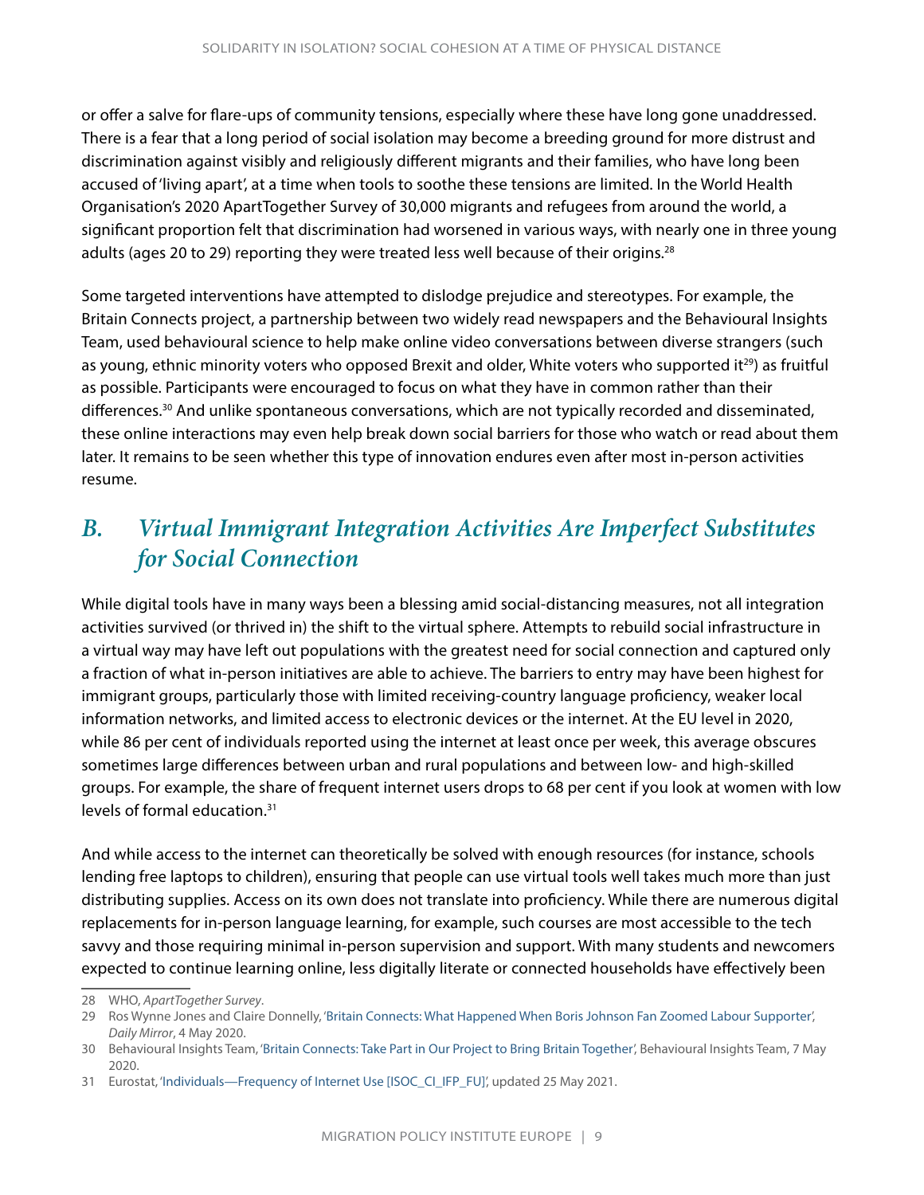or offer a salve for flare-ups of community tensions, especially where these have long gone unaddressed. There is a fear that a long period of social isolation may become a breeding ground for more distrust and discrimination against visibly and religiously different migrants and their families, who have long been accused of 'living apart', at a time when tools to soothe these tensions are limited. In the World Health Organisation's 2020 ApartTogether Survey of 30,000 migrants and refugees from around the world, a significant proportion felt that discrimination had worsened in various ways, with nearly one in three young adults (ages 20 to 29) reporting they were treated less well because of their origins.[28]

Some targeted interventions have attempted to dislodge prejudice and stereotypes. For example, the Britain Connects project, a partnership between two widely read newspapers and the Behavioural Insights Team, used behavioural science to help make online video conversations between diverse strangers (such as young, ethnic minority voters who opposed Brexit and older, White voters who supported it[29]) as fruitful as possible. Participants were encouraged to focus on what they have in common rather than their differences.[30] And unlike spontaneous conversations, which are not typically recorded and disseminated, these online interactions may even help break down social barriers for those who watch or read about them later. It remains to be seen whether this type of innovation endures even after most in-person activities resume.

## *B. Virtual Immigrant Integration Activities Are Imperfect Substitutes for Social Connection*

While digital tools have in many ways been a blessing amid social-distancing measures, not all integration activities survived (or thrived in) the shift to the virtual sphere. Attempts to rebuild social infrastructure in a virtual way may have left out populations with the greatest need for social connection and captured only a fraction of what in-person initiatives are able to achieve. The barriers to entry may have been highest for immigrant groups, particularly those with limited receiving-country language proficiency, weaker local information networks, and limited access to electronic devices or the internet. At the EU level in 2020, while 86 per cent of individuals reported using the internet at least once per week, this average obscures sometimes large differences between urban and rural populations and between low- and high-skilled groups. For example, the share of frequent internet users drops to 68 per cent if you look at women with low levels of formal education.[31]

And while access to the internet can theoretically be solved with enough resources (for instance, schools lending free laptops to children), ensuring that people can use virtual tools well takes much more than just distributing supplies. Access on its own does not translate into proficiency. While there are numerous digital replacements for in-person language learning, for example, such courses are most accessible to the tech savvy and those requiring minimal in-person supervision and support. With many students and newcomers expected to continue learning online, less digitally literate or connected households have effectively been

---

28 WHO, *ApartTogether Survey*.

29 Ros Wynne Jones and Claire Donnelly, 'Britain Connects: What Happened When Boris Johnson Fan Zoomed Labour Supporter', *Daily Mirror*, 4 May 2020.

30 Behavioural Insights Team, 'Britain Connects: Take Part in Our Project to Bring Britain Together', Behavioural Insights Team, 7 May 2020.

31 Eurostat, 'Individuals—Frequency of Internet Use [ISOC_CI_IFP_FU]', updated 25 May 2021.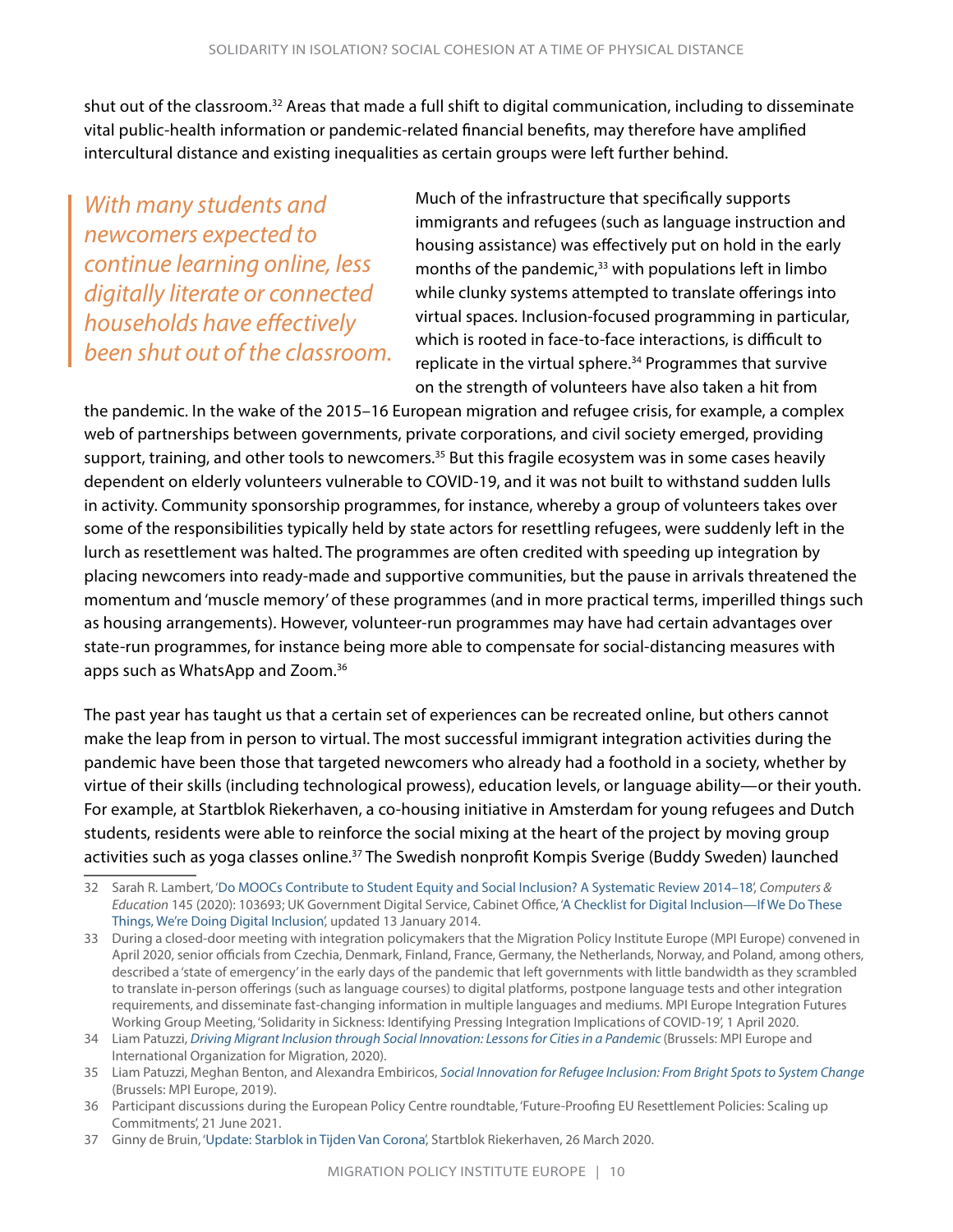shut out of the classroom.[32] Areas that made a full shift to digital communication, including to disseminate vital public-health information or pandemic-related financial benefits, may therefore have amplified intercultural distance and existing inequalities as certain groups were left further behind.

> *With many students and newcomers expected to continue learning online, less digitally literate or connected households have effectively been shut out of the classroom.*

Much of the infrastructure that specifically supports immigrants and refugees (such as language instruction and housing assistance) was effectively put on hold in the early months of the pandemic,[33] with populations left in limbo while clunky systems attempted to translate offerings into virtual spaces. Inclusion-focused programming in particular, which is rooted in face-to-face interactions, is difficult to replicate in the virtual sphere.[34] Programmes that survive on the strength of volunteers have also taken a hit from the pandemic. In the wake of the 2015–16 European migration and refugee crisis, for example, a complex web of partnerships between governments, private corporations, and civil society emerged, providing support, training, and other tools to newcomers.[35] But this fragile ecosystem was in some cases heavily dependent on elderly volunteers vulnerable to COVID-19, and it was not built to withstand sudden lulls in activity. Community sponsorship programmes, for instance, whereby a group of volunteers takes over some of the responsibilities typically held by state actors for resettling refugees, were suddenly left in the lurch as resettlement was halted. The programmes are often credited with speeding up integration by placing newcomers into ready-made and supportive communities, but the pause in arrivals threatened the momentum and 'muscle memory' of these programmes (and in more practical terms, imperilled things such as housing arrangements). However, volunteer-run programmes may have had certain advantages over state-run programmes, for instance being more able to compensate for social-distancing measures with apps such as WhatsApp and Zoom.[36]

The past year has taught us that a certain set of experiences can be recreated online, but others cannot make the leap from in person to virtual. The most successful immigrant integration activities during the pandemic have been those that targeted newcomers who already had a foothold in a society, whether by virtue of their skills (including technological prowess), education levels, or language ability—or their youth. For example, at Startblok Riekerhaven, a co-housing initiative in Amsterdam for young refugees and Dutch students, residents were able to reinforce the social mixing at the heart of the project by moving group activities such as yoga classes online.[37] The Swedish nonprofit Kompis Sverige (Buddy Sweden) launched

---

32 Sarah R. Lambert, 'Do MOOCs Contribute to Student Equity and Social Inclusion? A Systematic Review 2014–18', *Computers & Education* 145 (2020): 103693; UK Government Digital Service, Cabinet Office, 'A Checklist for Digital Inclusion—If We Do These Things, We're Doing Digital Inclusion', updated 13 January 2014.

33 During a closed-door meeting with integration policymakers that the Migration Policy Institute Europe (MPI Europe) convened in April 2020, senior officials from Czechia, Denmark, Finland, France, Germany, the Netherlands, Norway, and Poland, among others, described a 'state of emergency' in the early days of the pandemic that left governments with little bandwidth as they scrambled to translate in-person offerings (such as language courses) to digital platforms, postpone language tests and other integration requirements, and disseminate fast-changing information in multiple languages and mediums. MPI Europe Integration Futures Working Group Meeting, 'Solidarity in Sickness: Identifying Pressing Integration Implications of COVID-19', 1 April 2020.

34 Liam Patuzzi, *Driving Migrant Inclusion through Social Innovation: Lessons for Cities in a Pandemic* (Brussels: MPI Europe and International Organization for Migration, 2020).

35 Liam Patuzzi, Meghan Benton, and Alexandra Embiricos, *Social Innovation for Refugee Inclusion: From Bright Spots to System Change* (Brussels: MPI Europe, 2019).

36 Participant discussions during the European Policy Centre roundtable, 'Future-Proofing EU Resettlement Policies: Scaling up Commitments', 21 June 2021.

37 Ginny de Bruin, 'Update: Starblok in Tijden Van Corona', Startblok Riekerhaven, 26 March 2020.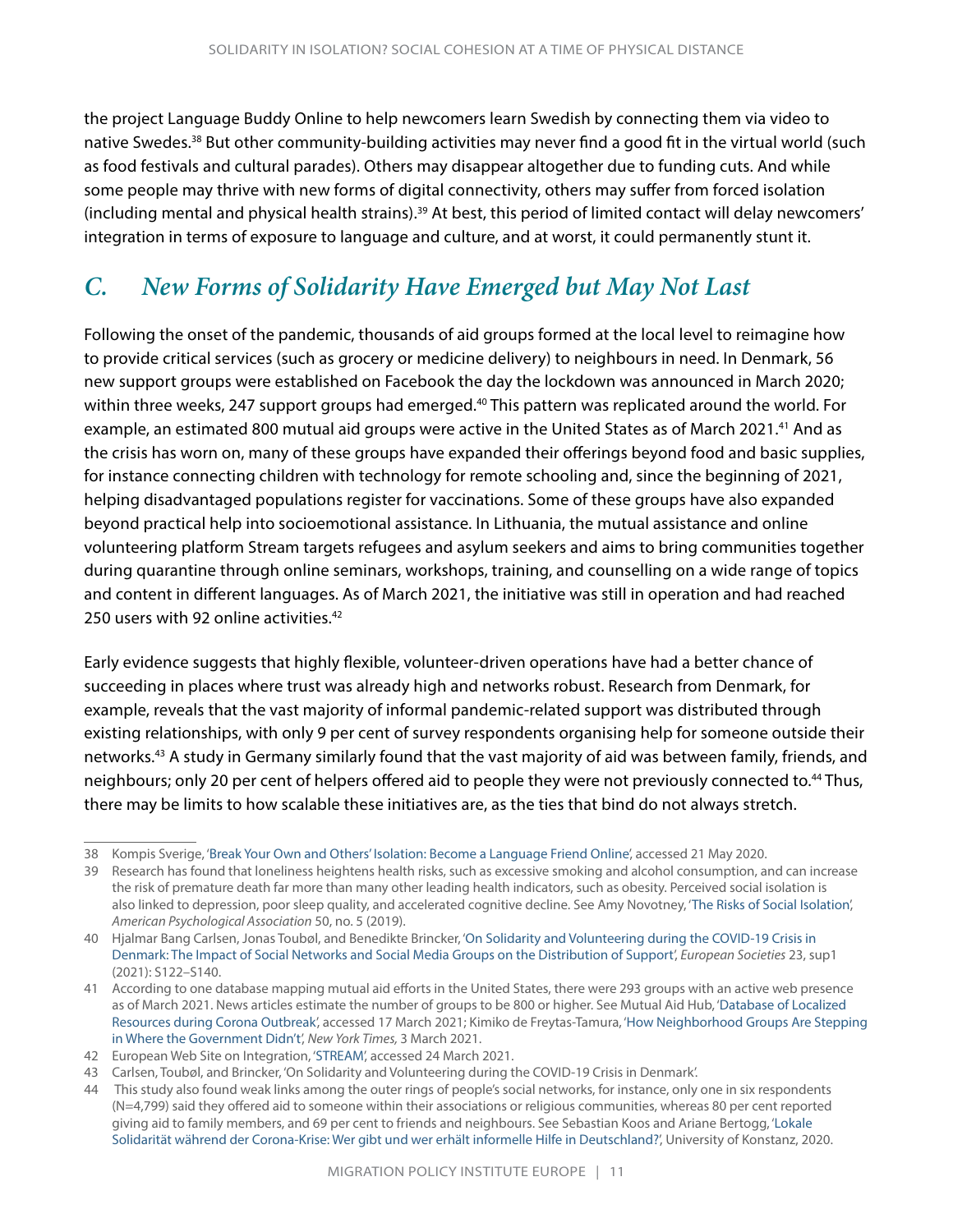the project Language Buddy Online to help newcomers learn Swedish by connecting them via video to native Swedes.[38] But other community-building activities may never find a good fit in the virtual world (such as food festivals and cultural parades). Others may disappear altogether due to funding cuts. And while some people may thrive with new forms of digital connectivity, others may suffer from forced isolation (including mental and physical health strains).[39] At best, this period of limited contact will delay newcomers' integration in terms of exposure to language and culture, and at worst, it could permanently stunt it.

## *C. New Forms of Solidarity Have Emerged but May Not Last*

Following the onset of the pandemic, thousands of aid groups formed at the local level to reimagine how to provide critical services (such as grocery or medicine delivery) to neighbours in need. In Denmark, 56 new support groups were established on Facebook the day the lockdown was announced in March 2020; within three weeks, 247 support groups had emerged.[40] This pattern was replicated around the world. For example, an estimated 800 mutual aid groups were active in the United States as of March 2021.[41] And as the crisis has worn on, many of these groups have expanded their offerings beyond food and basic supplies, for instance connecting children with technology for remote schooling and, since the beginning of 2021, helping disadvantaged populations register for vaccinations. Some of these groups have also expanded beyond practical help into socioemotional assistance. In Lithuania, the mutual assistance and online volunteering platform Stream targets refugees and asylum seekers and aims to bring communities together during quarantine through online seminars, workshops, training, and counselling on a wide range of topics and content in different languages. As of March 2021, the initiative was still in operation and had reached 250 users with 92 online activities.[42]

Early evidence suggests that highly flexible, volunteer-driven operations have had a better chance of succeeding in places where trust was already high and networks robust. Research from Denmark, for example, reveals that the vast majority of informal pandemic-related support was distributed through existing relationships, with only 9 per cent of survey respondents organising help for someone outside their networks.[43] A study in Germany similarly found that the vast majority of aid was between family, friends, and neighbours; only 20 per cent of helpers offered aid to people they were not previously connected to.[44] Thus, there may be limits to how scalable these initiatives are, as the ties that bind do not always stretch.

---

38 Kompis Sverige, 'Break Your Own and Others' Isolation: Become a Language Friend Online', accessed 21 May 2020.

39 Research has found that loneliness heightens health risks, such as excessive smoking and alcohol consumption, and can increase the risk of premature death far more than many other leading health indicators, such as obesity. Perceived social isolation is also linked to depression, poor sleep quality, and accelerated cognitive decline. See Amy Novotney, 'The Risks of Social Isolation', *American Psychological Association* 50, no. 5 (2019).

40 Hjalmar Bang Carlsen, Jonas Toubøl, and Benedikte Brincker, 'On Solidarity and Volunteering during the COVID-19 Crisis in Denmark: The Impact of Social Networks and Social Media Groups on the Distribution of Support', *European Societies* 23, sup1 (2021): S122–S140.

41 According to one database mapping mutual aid efforts in the United States, there were 293 groups with an active web presence as of March 2021. News articles estimate the number of groups to be 800 or higher. See Mutual Aid Hub, 'Database of Localized Resources during Corona Outbreak', accessed 17 March 2021; Kimiko de Freytas-Tamura, 'How Neighborhood Groups Are Stepping in Where the Government Didn't', *New York Times,* 3 March 2021.

42 European Web Site on Integration, 'STREAM', accessed 24 March 2021.

43 Carlsen, Toubøl, and Brincker, 'On Solidarity and Volunteering during the COVID-19 Crisis in Denmark'.

44 This study also found weak links among the outer rings of people's social networks, for instance, only one in six respondents (N=4,799) said they offered aid to someone within their associations or religious communities, whereas 80 per cent reported giving aid to family members, and 69 per cent to friends and neighbours. See Sebastian Koos and Ariane Bertogg, 'Lokale Solidarität während der Corona-Krise: Wer gibt und wer erhält informelle Hilfe in Deutschland?', University of Konstanz, 2020.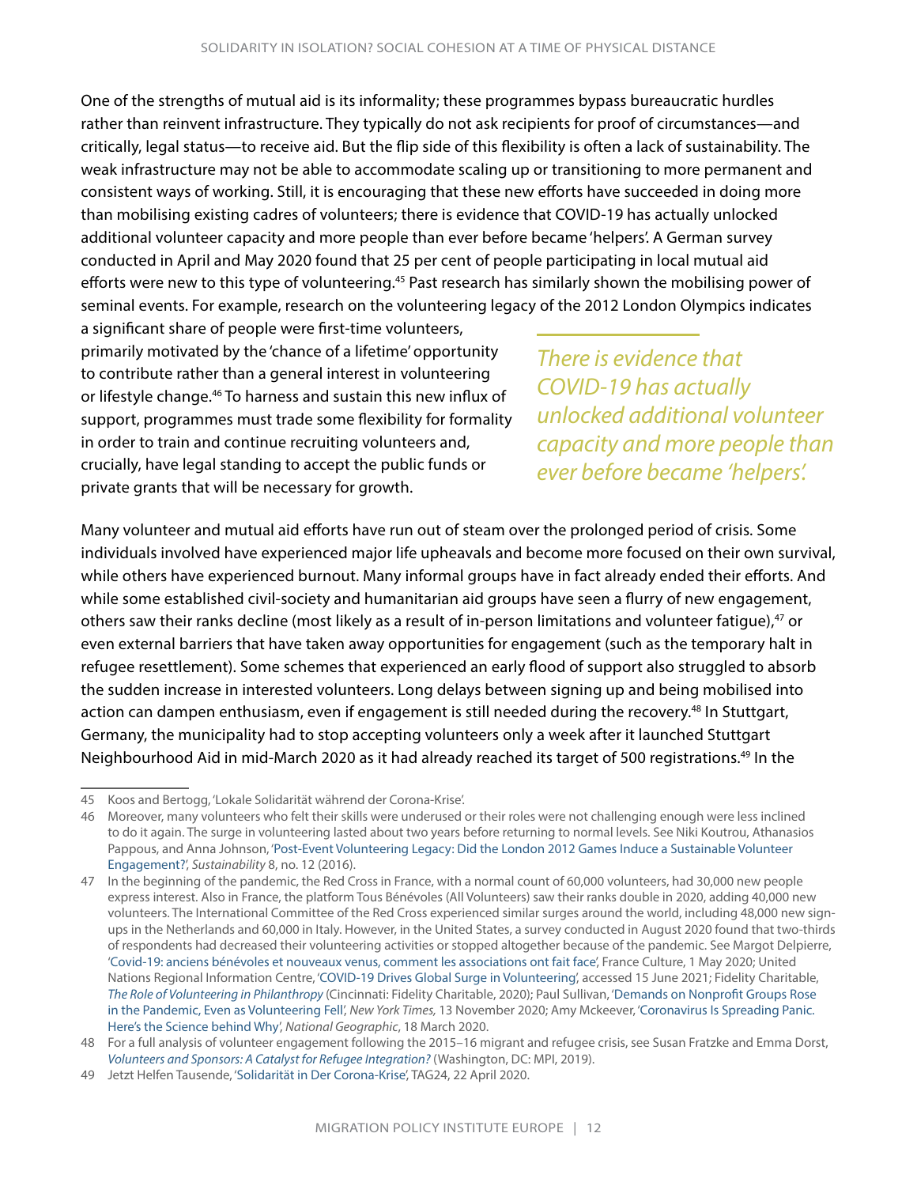One of the strengths of mutual aid is its informality; these programmes bypass bureaucratic hurdles rather than reinvent infrastructure. They typically do not ask recipients for proof of circumstances—and critically, legal status—to receive aid. But the flip side of this flexibility is often a lack of sustainability. The weak infrastructure may not be able to accommodate scaling up or transitioning to more permanent and consistent ways of working. Still, it is encouraging that these new efforts have succeeded in doing more than mobilising existing cadres of volunteers; there is evidence that COVID-19 has actually unlocked additional volunteer capacity and more people than ever before became 'helpers'. A German survey conducted in April and May 2020 found that 25 per cent of people participating in local mutual aid efforts were new to this type of volunteering.[45] Past research has similarly shown the mobilising power of seminal events. For example, research on the volunteering legacy of the 2012 London Olympics indicates a significant share of people were first-time volunteers, primarily motivated by the 'chance of a lifetime' opportunity to contribute rather than a general interest in volunteering or lifestyle change.[46] To harness and sustain this new influx of support, programmes must trade some flexibility for formality in order to train and continue recruiting volunteers and, crucially, have legal standing to accept the public funds or private grants that will be necessary for growth.

*There is evidence that COVID-19 has actually unlocked additional volunteer capacity and more people than ever before became 'helpers'.*

Many volunteer and mutual aid efforts have run out of steam over the prolonged period of crisis. Some individuals involved have experienced major life upheavals and become more focused on their own survival, while others have experienced burnout. Many informal groups have in fact already ended their efforts. And while some established civil-society and humanitarian aid groups have seen a flurry of new engagement, others saw their ranks decline (most likely as a result of in-person limitations and volunteer fatigue),[47] or even external barriers that have taken away opportunities for engagement (such as the temporary halt in refugee resettlement). Some schemes that experienced an early flood of support also struggled to absorb the sudden increase in interested volunteers. Long delays between signing up and being mobilised into action can dampen enthusiasm, even if engagement is still needed during the recovery.[48] In Stuttgart, Germany, the municipality had to stop accepting volunteers only a week after it launched Stuttgart Neighbourhood Aid in mid-March 2020 as it had already reached its target of 500 registrations.[49] In the

---

45 Koos and Bertogg, 'Lokale Solidarität während der Corona-Krise'.

46 Moreover, many volunteers who felt their skills were underused or their roles were not challenging enough were less inclined to do it again. The surge in volunteering lasted about two years before returning to normal levels. See Niki Koutrou, Athanasios Pappous, and Anna Johnson, 'Post-Event Volunteering Legacy: Did the London 2012 Games Induce a Sustainable Volunteer Engagement?', *Sustainability* 8, no. 12 (2016).

47 In the beginning of the pandemic, the Red Cross in France, with a normal count of 60,000 volunteers, had 30,000 new people express interest. Also in France, the platform Tous Bénévoles (All Volunteers) saw their ranks double in 2020, adding 40,000 new volunteers. The International Committee of the Red Cross experienced similar surges around the world, including 48,000 new sign-ups in the Netherlands and 60,000 in Italy. However, in the United States, a survey conducted in August 2020 found that two-thirds of respondents had decreased their volunteering activities or stopped altogether because of the pandemic. See Margot Delpierre, 'Covid-19: anciens bénévoles et nouveaux venus, comment les associations ont fait face', France Culture, 1 May 2020; United Nations Regional Information Centre, 'COVID-19 Drives Global Surge in Volunteering', accessed 15 June 2021; Fidelity Charitable, *The Role of Volunteering in Philanthropy* (Cincinnati: Fidelity Charitable, 2020); Paul Sullivan, 'Demands on Nonprofit Groups Rose in the Pandemic, Even as Volunteering Fell', *New York Times,* 13 November 2020; Amy Mckeever, 'Coronavirus Is Spreading Panic. Here's the Science behind Why', *National Geographic*, 18 March 2020.

48 For a full analysis of volunteer engagement following the 2015–16 migrant and refugee crisis, see Susan Fratzke and Emma Dorst, *Volunteers and Sponsors: A Catalyst for Refugee Integration?* (Washington, DC: MPI, 2019).

49 Jetzt Helfen Tausende, 'Solidarität in Der Corona-Krise', TAG24, 22 April 2020.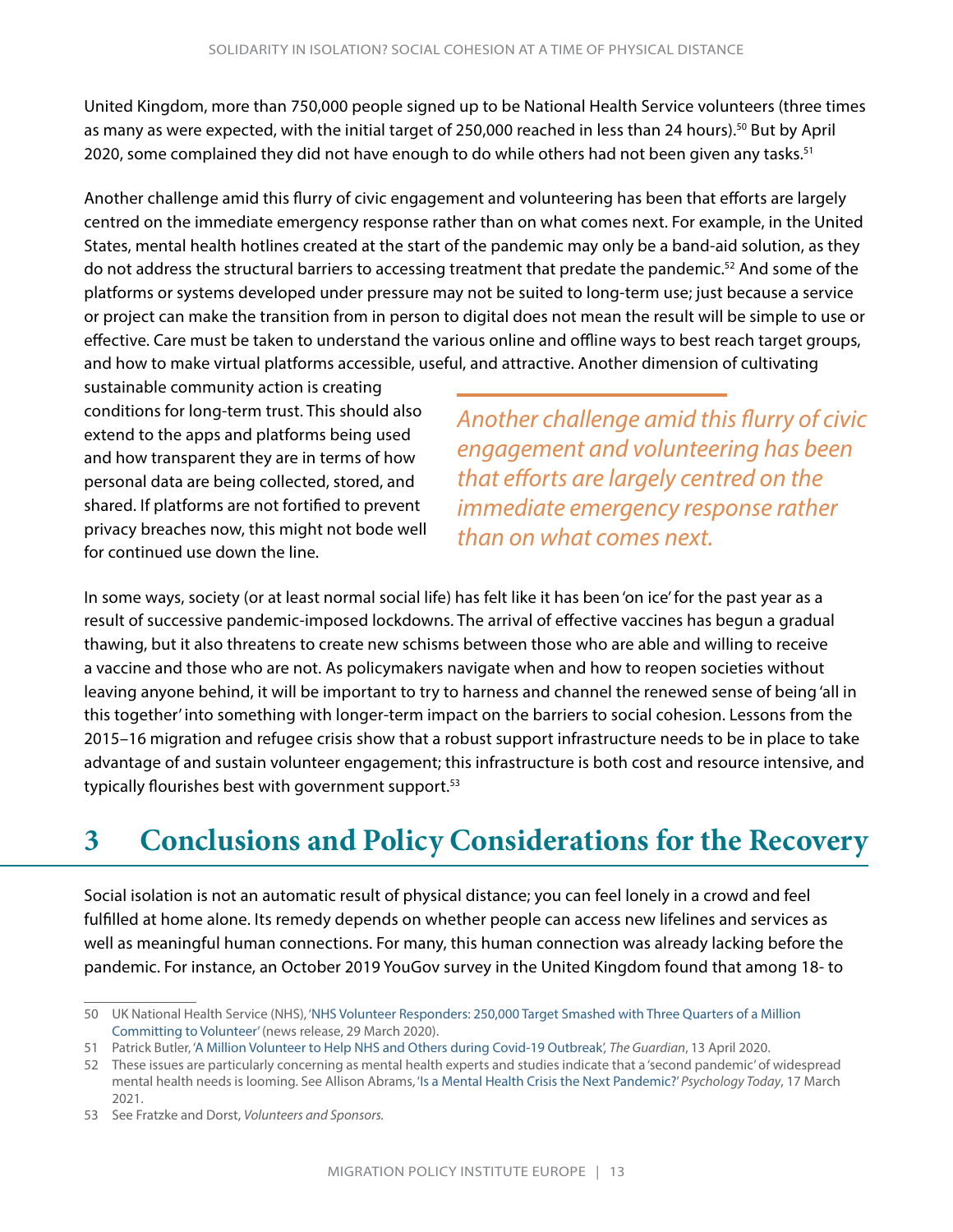United Kingdom, more than 750,000 people signed up to be National Health Service volunteers (three times as many as were expected, with the initial target of 250,000 reached in less than 24 hours).[50] But by April 2020, some complained they did not have enough to do while others had not been given any tasks.[51]

Another challenge amid this flurry of civic engagement and volunteering has been that efforts are largely centred on the immediate emergency response rather than on what comes next. For example, in the United States, mental health hotlines created at the start of the pandemic may only be a band-aid solution, as they do not address the structural barriers to accessing treatment that predate the pandemic.[52] And some of the platforms or systems developed under pressure may not be suited to long-term use; just because a service or project can make the transition from in person to digital does not mean the result will be simple to use or effective. Care must be taken to understand the various online and offline ways to best reach target groups, and how to make virtual platforms accessible, useful, and attractive. Another dimension of cultivating sustainable community action is creating conditions for long-term trust. This should also extend to the apps and platforms being used and how transparent they are in terms of how personal data are being collected, stored, and shared. If platforms are not fortified to prevent privacy breaches now, this might not bode well for continued use down the line.

*Another challenge amid this flurry of civic engagement and volunteering has been that efforts are largely centred on the immediate emergency response rather than on what comes next.*

In some ways, society (or at least normal social life) has felt like it has been 'on ice' for the past year as a result of successive pandemic-imposed lockdowns. The arrival of effective vaccines has begun a gradual thawing, but it also threatens to create new schisms between those who are able and willing to receive a vaccine and those who are not. As policymakers navigate when and how to reopen societies without leaving anyone behind, it will be important to try to harness and channel the renewed sense of being 'all in this together' into something with longer-term impact on the barriers to social cohesion. Lessons from the 2015–16 migration and refugee crisis show that a robust support infrastructure needs to be in place to take advantage of and sustain volunteer engagement; this infrastructure is both cost and resource intensive, and typically flourishes best with government support.[53]

# 3 Conclusions and Policy Considerations for the Recovery

Social isolation is not an automatic result of physical distance; you can feel lonely in a crowd and feel fulfilled at home alone. Its remedy depends on whether people can access new lifelines and services as well as meaningful human connections. For many, this human connection was already lacking before the pandemic. For instance, an October 2019 YouGov survey in the United Kingdom found that among 18- to

---

50 UK National Health Service (NHS), 'NHS Volunteer Responders: 250,000 Target Smashed with Three Quarters of a Million Committing to Volunteer' (news release, 29 March 2020).

51 Patrick Butler, 'A Million Volunteer to Help NHS and Others during Covid-19 Outbreak', *The Guardian*, 13 April 2020.

52 These issues are particularly concerning as mental health experts and studies indicate that a 'second pandemic' of widespread mental health needs is looming. See Allison Abrams, 'Is a Mental Health Crisis the Next Pandemic?' *Psychology Today*, 17 March 2021.

53 See Fratzke and Dorst, *Volunteers and Sponsors*.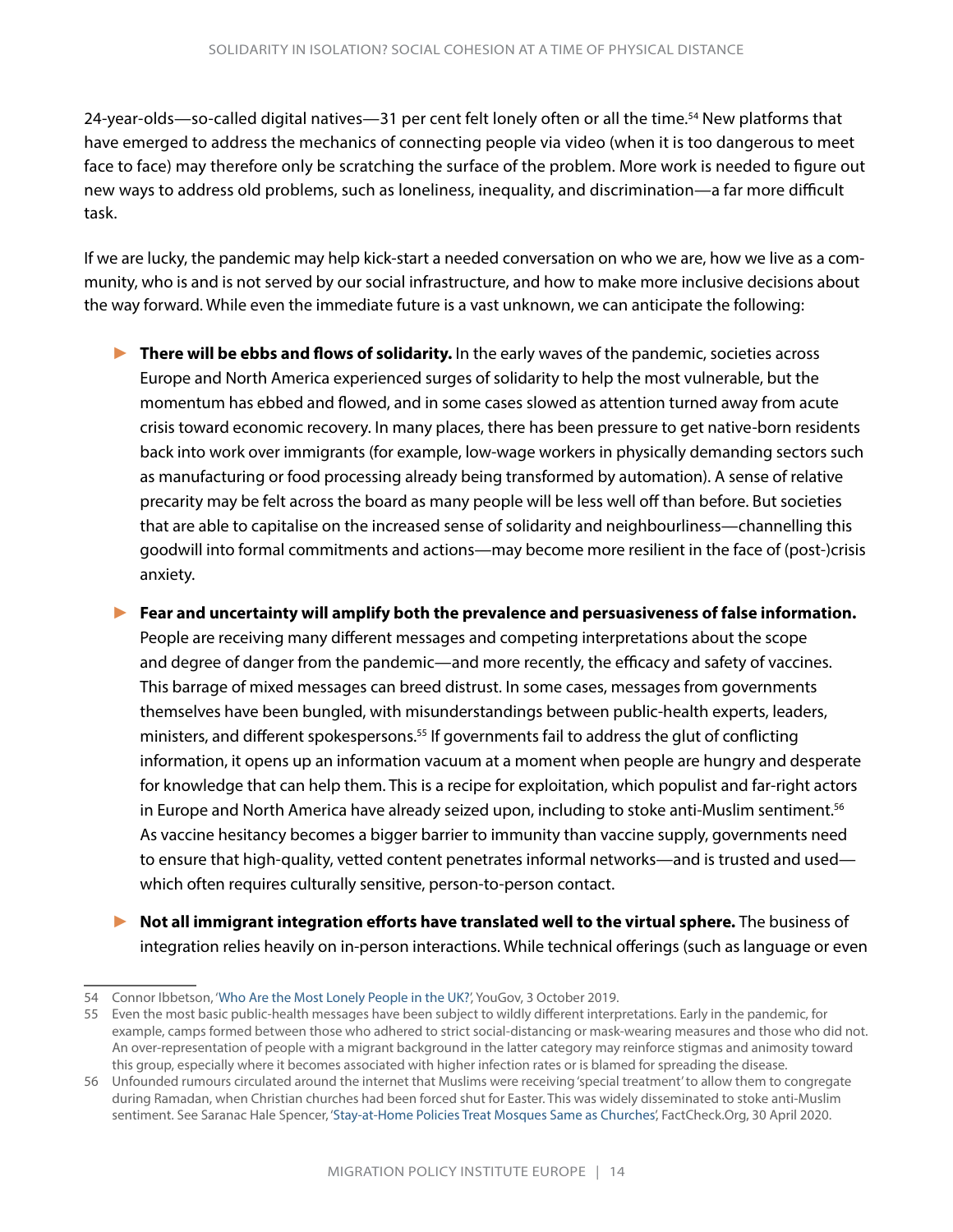24-year-olds—so-called digital natives—31 per cent felt lonely often or all the time.[54] New platforms that have emerged to address the mechanics of connecting people via video (when it is too dangerous to meet face to face) may therefore only be scratching the surface of the problem. More work is needed to figure out new ways to address old problems, such as loneliness, inequality, and discrimination—a far more difficult task.

If we are lucky, the pandemic may help kick-start a needed conversation on who we are, how we live as a community, who is and is not served by our social infrastructure, and how to make more inclusive decisions about the way forward. While even the immediate future is a vast unknown, we can anticipate the following:

- **There will be ebbs and flows of solidarity.** In the early waves of the pandemic, societies across Europe and North America experienced surges of solidarity to help the most vulnerable, but the momentum has ebbed and flowed, and in some cases slowed as attention turned away from acute crisis toward economic recovery. In many places, there has been pressure to get native-born residents back into work over immigrants (for example, low-wage workers in physically demanding sectors such as manufacturing or food processing already being transformed by automation). A sense of relative precarity may be felt across the board as many people will be less well off than before. But societies that are able to capitalise on the increased sense of solidarity and neighbourliness—channelling this goodwill into formal commitments and actions—may become more resilient in the face of (post-)crisis anxiety.

- **Fear and uncertainty will amplify both the prevalence and persuasiveness of false information.** People are receiving many different messages and competing interpretations about the scope and degree of danger from the pandemic—and more recently, the efficacy and safety of vaccines. This barrage of mixed messages can breed distrust. In some cases, messages from governments themselves have been bungled, with misunderstandings between public-health experts, leaders, ministers, and different spokespersons.[55] If governments fail to address the glut of conflicting information, it opens up an information vacuum at a moment when people are hungry and desperate for knowledge that can help them. This is a recipe for exploitation, which populist and far-right actors in Europe and North America have already seized upon, including to stoke anti-Muslim sentiment.[56] As vaccine hesitancy becomes a bigger barrier to immunity than vaccine supply, governments need to ensure that high-quality, vetted content penetrates informal networks—and is trusted and used—which often requires culturally sensitive, person-to-person contact.

- **Not all immigrant integration efforts have translated well to the virtual sphere.** The business of integration relies heavily on in-person interactions. While technical offerings (such as language or even

---

54 Connor Ibbetson, 'Who Are the Most Lonely People in the UK?', YouGov, 3 October 2019.

55 Even the most basic public-health messages have been subject to wildly different interpretations. Early in the pandemic, for example, camps formed between those who adhered to strict social-distancing or mask-wearing measures and those who did not. An over-representation of people with a migrant background in the latter category may reinforce stigmas and animosity toward this group, especially where it becomes associated with higher infection rates or is blamed for spreading the disease.

56 Unfounded rumours circulated around the internet that Muslims were receiving 'special treatment' to allow them to congregate during Ramadan, when Christian churches had been forced shut for Easter. This was widely disseminated to stoke anti-Muslim sentiment. See Saranac Hale Spencer, 'Stay-at-Home Policies Treat Mosques Same as Churches', FactCheck.Org, 30 April 2020.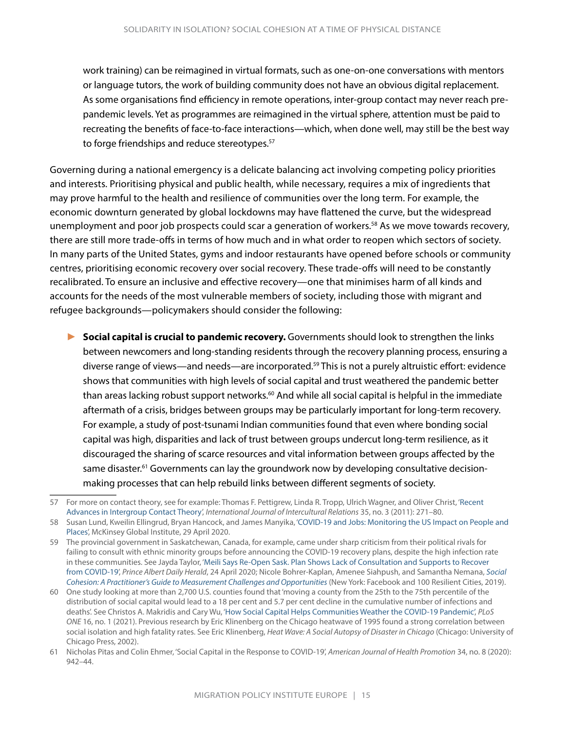work training) can be reimagined in virtual formats, such as one-on-one conversations with mentors or language tutors, the work of building community does not have an obvious digital replacement. As some organisations find efficiency in remote operations, inter-group contact may never reach pre-pandemic levels. Yet as programmes are reimagined in the virtual sphere, attention must be paid to recreating the benefits of face-to-face interactions—which, when done well, may still be the best way to forge friendships and reduce stereotypes.[57]

Governing during a national emergency is a delicate balancing act involving competing policy priorities and interests. Prioritising physical and public health, while necessary, requires a mix of ingredients that may prove harmful to the health and resilience of communities over the long term. For example, the economic downturn generated by global lockdowns may have flattened the curve, but the widespread unemployment and poor job prospects could scar a generation of workers.[58] As we move towards recovery, there are still more trade-offs in terms of how much and in what order to reopen which sectors of society. In many parts of the United States, gyms and indoor restaurants have opened before schools or community centres, prioritising economic recovery over social recovery. These trade-offs will need to be constantly recalibrated. To ensure an inclusive and effective recovery—one that minimises harm of all kinds and accounts for the needs of the most vulnerable members of society, including those with migrant and refugee backgrounds—policymakers should consider the following:

- **Social capital is crucial to pandemic recovery.** Governments should look to strengthen the links between newcomers and long-standing residents through the recovery planning process, ensuring a diverse range of views—and needs—are incorporated.[59] This is not a purely altruistic effort: evidence shows that communities with high levels of social capital and trust weathered the pandemic better than areas lacking robust support networks.[60] And while all social capital is helpful in the immediate aftermath of a crisis, bridges between groups may be particularly important for long-term recovery. For example, a study of post-tsunami Indian communities found that even where bonding social capital was high, disparities and lack of trust between groups undercut long-term resilience, as it discouraged the sharing of scarce resources and vital information between groups affected by the same disaster.[61] Governments can lay the groundwork now by developing consultative decision-making processes that can help rebuild links between different segments of society.

---

57 For more on contact theory, see for example: Thomas F. Pettigrew, Linda R. Tropp, Ulrich Wagner, and Oliver Christ, 'Recent Advances in Intergroup Contact Theory', *International Journal of Intercultural Relations* 35, no. 3 (2011): 271–80.

58 Susan Lund, Kweilin Ellingrud, Bryan Hancock, and James Manyika, 'COVID-19 and Jobs: Monitoring the US Impact on People and Places', McKinsey Global Institute, 29 April 2020.

59 The provincial government in Saskatchewan, Canada, for example, came under sharp criticism from their political rivals for failing to consult with ethnic minority groups before announcing the COVID-19 recovery plans, despite the high infection rate in these communities. See Jayda Taylor, 'Meili Says Re-Open Sask. Plan Shows Lack of Consultation and Supports to Recover from COVID-19', *Prince Albert Daily Herald*, 24 April 2020; Nicole Bohrer-Kaplan, Amenee Siahpush, and Samantha Nemana, *Social Cohesion: A Practitioner's Guide to Measurement Challenges and Opportunities* (New York: Facebook and 100 Resilient Cities, 2019).

60 One study looking at more than 2,700 U.S. counties found that 'moving a county from the 25th to the 75th percentile of the distribution of social capital would lead to a 18 per cent and 5.7 per cent decline in the cumulative number of infections and deaths'. See Christos A. Makridis and Cary Wu, 'How Social Capital Helps Communities Weather the COVID-19 Pandemic', *PLoS ONE* 16, no. 1 (2021). Previous research by Eric Klinenberg on the Chicago heatwave of 1995 found a strong correlation between social isolation and high fatality rates. See Eric Klinenberg, *Heat Wave: A Social Autopsy of Disaster in Chicago* (Chicago: University of Chicago Press, 2002).

61 Nicholas Pitas and Colin Ehmer, 'Social Capital in the Response to COVID-19', *American Journal of Health Promotion* 34, no. 8 (2020): 942–44.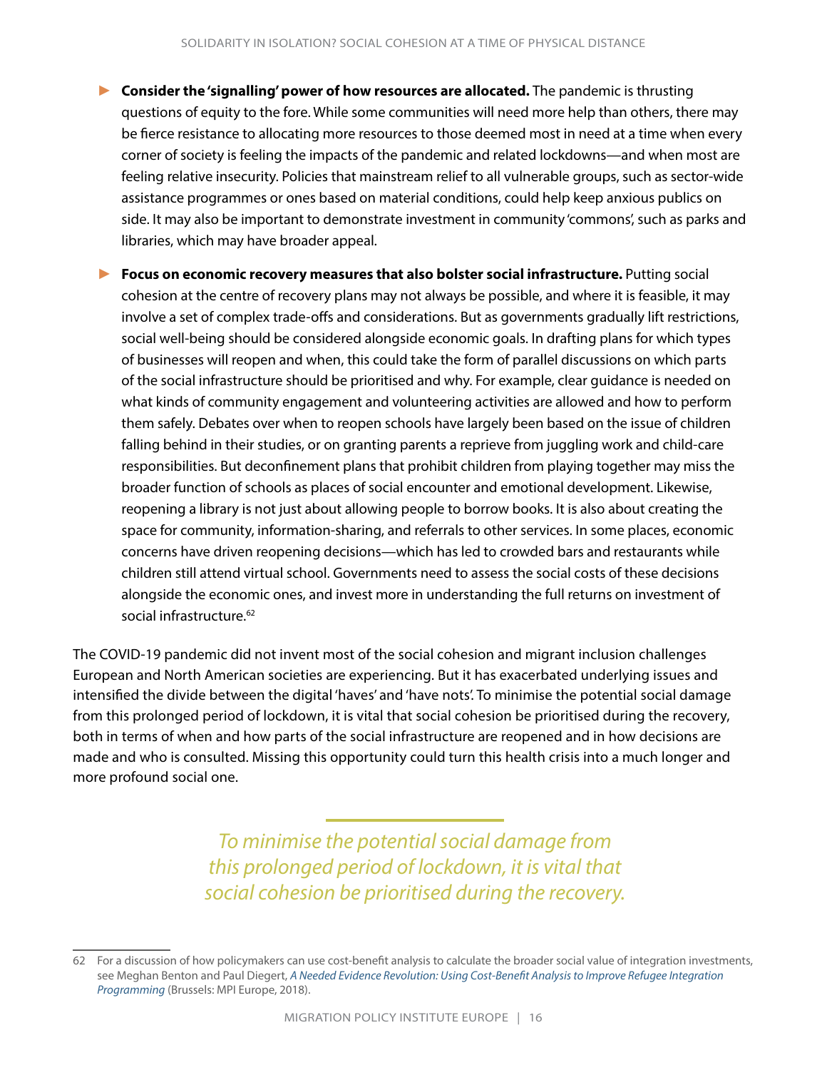- **Consider the 'signalling' power of how resources are allocated.** The pandemic is thrusting questions of equity to the fore. While some communities will need more help than others, there may be fierce resistance to allocating more resources to those deemed most in need at a time when every corner of society is feeling the impacts of the pandemic and related lockdowns—and when most are feeling relative insecurity. Policies that mainstream relief to all vulnerable groups, such as sector-wide assistance programmes or ones based on material conditions, could help keep anxious publics on side. It may also be important to demonstrate investment in community 'commons', such as parks and libraries, which may have broader appeal.

- **Focus on economic recovery measures that also bolster social infrastructure.** Putting social cohesion at the centre of recovery plans may not always be possible, and where it is feasible, it may involve a set of complex trade-offs and considerations. But as governments gradually lift restrictions, social well-being should be considered alongside economic goals. In drafting plans for which types of businesses will reopen and when, this could take the form of parallel discussions on which parts of the social infrastructure should be prioritised and why. For example, clear guidance is needed on what kinds of community engagement and volunteering activities are allowed and how to perform them safely. Debates over when to reopen schools have largely been based on the issue of children falling behind in their studies, or on granting parents a reprieve from juggling work and child-care responsibilities. But deconfinement plans that prohibit children from playing together may miss the broader function of schools as places of social encounter and emotional development. Likewise, reopening a library is not just about allowing people to borrow books. It is also about creating the space for community, information-sharing, and referrals to other services. In some places, economic concerns have driven reopening decisions—which has led to crowded bars and restaurants while children still attend virtual school. Governments need to assess the social costs of these decisions alongside the economic ones, and invest more in understanding the full returns on investment of social infrastructure.[62]

The COVID-19 pandemic did not invent most of the social cohesion and migrant inclusion challenges European and North American societies are experiencing. But it has exacerbated underlying issues and intensified the divide between the digital 'haves' and 'have nots'. To minimise the potential social damage from this prolonged period of lockdown, it is vital that social cohesion be prioritised during the recovery, both in terms of when and how parts of the social infrastructure are reopened and in how decisions are made and who is consulted. Missing this opportunity could turn this health crisis into a much longer and more profound social one.

> *To minimise the potential social damage from this prolonged period of lockdown, it is vital that social cohesion be prioritised during the recovery.*

---

62 For a discussion of how policymakers can use cost-benefit analysis to calculate the broader social value of integration investments, see Meghan Benton and Paul Diegert, *A Needed Evidence Revolution: Using Cost-Benefit Analysis to Improve Refugee Integration Programming* (Brussels: MPI Europe, 2018).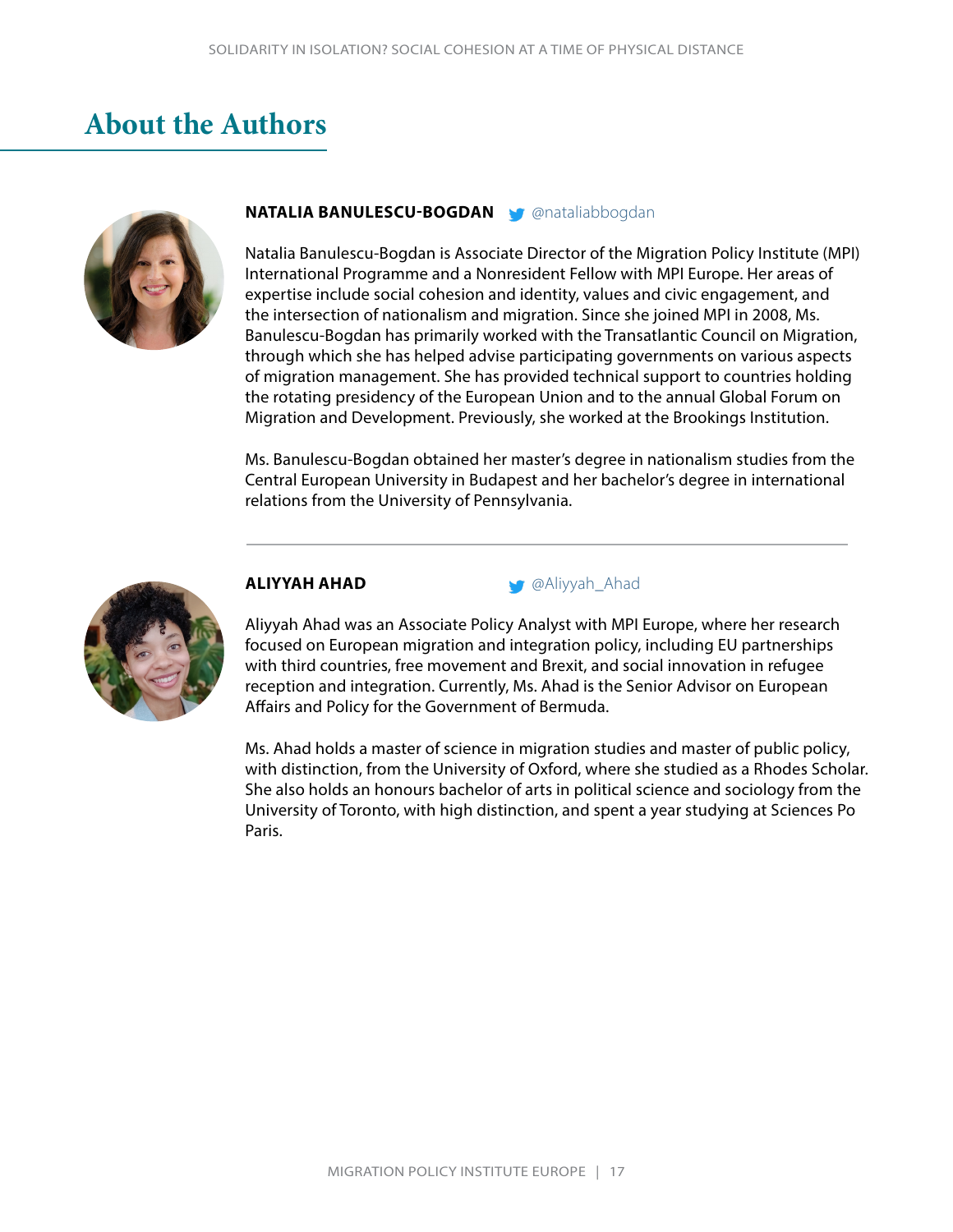## About the Authors

**NATALIA BANULESCU-BOGDAN** @nataliabbogdan

Natalia Banulescu-Bogdan is Associate Director of the Migration Policy Institute (MPI) International Programme and a Nonresident Fellow with MPI Europe. Her areas of expertise include social cohesion and identity, values and civic engagement, and the intersection of nationalism and migration. Since she joined MPI in 2008, Ms. Banulescu-Bogdan has primarily worked with the Transatlantic Council on Migration, through which she has helped advise participating governments on various aspects of migration management. She has provided technical support to countries holding the rotating presidency of the European Union and to the annual Global Forum on Migration and Development. Previously, she worked at the Brookings Institution.

Ms. Banulescu-Bogdan obtained her master's degree in nationalism studies from the Central European University in Budapest and her bachelor's degree in international relations from the University of Pennsylvania.

---

**ALIYYAH AHAD** @Aliyyah_Ahad

Aliyyah Ahad was an Associate Policy Analyst with MPI Europe, where her research focused on European migration and integration policy, including EU partnerships with third countries, free movement and Brexit, and social innovation in refugee reception and integration. Currently, Ms. Ahad is the Senior Advisor on European Affairs and Policy for the Government of Bermuda.

Ms. Ahad holds a master of science in migration studies and master of public policy, with distinction, from the University of Oxford, where she studied as a Rhodes Scholar. She also holds an honours bachelor of arts in political science and sociology from the University of Toronto, with high distinction, and spent a year studying at Sciences Po Paris.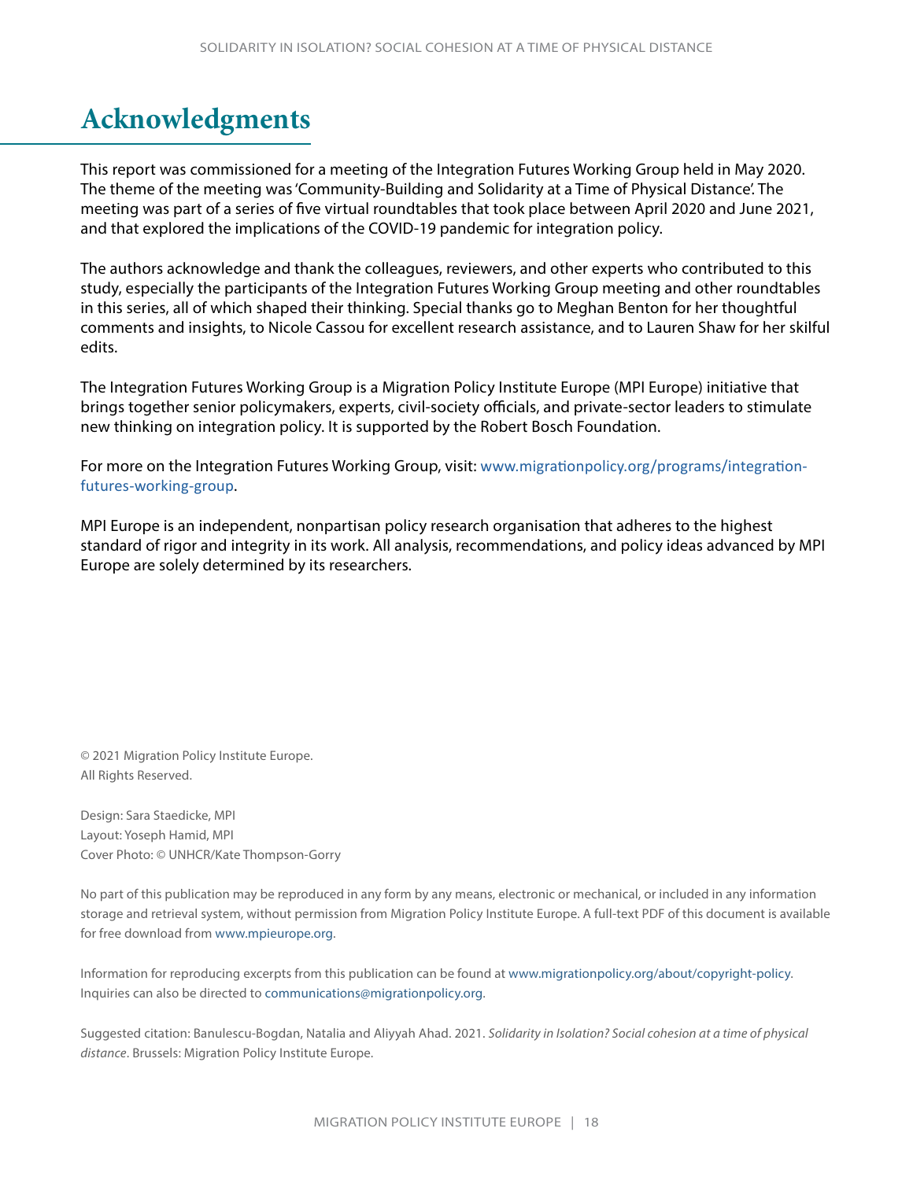# Acknowledgments

This report was commissioned for a meeting of the Integration Futures Working Group held in May 2020. The theme of the meeting was 'Community-Building and Solidarity at a Time of Physical Distance'. The meeting was part of a series of five virtual roundtables that took place between April 2020 and June 2021, and that explored the implications of the COVID-19 pandemic for integration policy.

The authors acknowledge and thank the colleagues, reviewers, and other experts who contributed to this study, especially the participants of the Integration Futures Working Group meeting and other roundtables in this series, all of which shaped their thinking. Special thanks go to Meghan Benton for her thoughtful comments and insights, to Nicole Cassou for excellent research assistance, and to Lauren Shaw for her skilful edits.

The Integration Futures Working Group is a Migration Policy Institute Europe (MPI Europe) initiative that brings together senior policymakers, experts, civil-society officials, and private-sector leaders to stimulate new thinking on integration policy. It is supported by the Robert Bosch Foundation.

For more on the Integration Futures Working Group, visit: www.migrationpolicy.org/programs/integration-futures-working-group.

MPI Europe is an independent, nonpartisan policy research organisation that adheres to the highest standard of rigor and integrity in its work. All analysis, recommendations, and policy ideas advanced by MPI Europe are solely determined by its researchers.

© 2021 Migration Policy Institute Europe.
All Rights Reserved.

Design: Sara Staedicke, MPI
Layout: Yoseph Hamid, MPI
Cover Photo: © UNHCR/Kate Thompson-Gorry

No part of this publication may be reproduced in any form by any means, electronic or mechanical, or included in any information storage and retrieval system, without permission from Migration Policy Institute Europe. A full-text PDF of this document is available for free download from www.mpieurope.org.

Information for reproducing excerpts from this publication can be found at www.migrationpolicy.org/about/copyright-policy. Inquiries can also be directed to communications@migrationpolicy.org.

Suggested citation: Banulescu-Bogdan, Natalia and Aliyyah Ahad. 2021. *Solidarity in Isolation? Social cohesion at a time of physical distance*. Brussels: Migration Policy Institute Europe.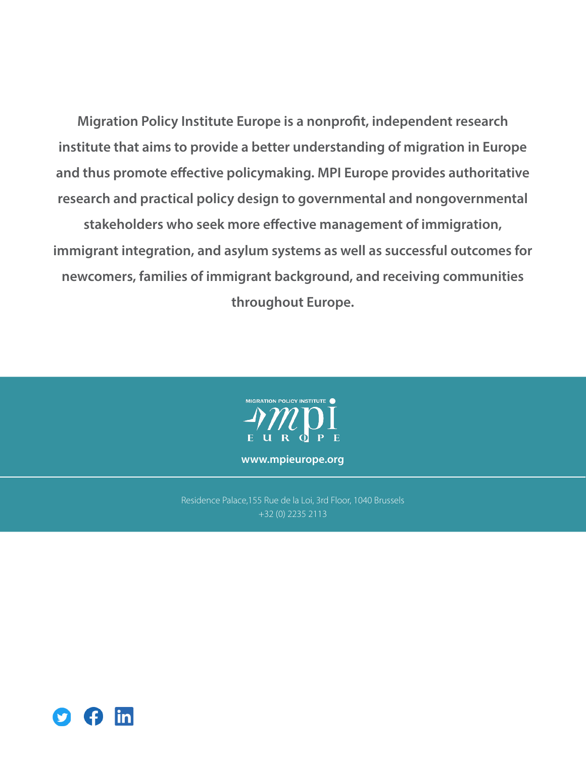**Migration Policy Institute Europe is a nonprofit, independent research institute that aims to provide a better understanding of migration in Europe and thus promote effective policymaking. MPI Europe provides authoritative research and practical policy design to governmental and nongovernmental stakeholders who seek more effective management of immigration, immigrant integration, and asylum systems as well as successful outcomes for newcomers, families of immigrant background, and receiving communities throughout Europe.**

MIGRATION POLICY INSTITUTE

mpi EUROPE

**www.mpieurope.org**

Residence Palace,155 Rue de la Loi, 3rd Floor, 1040 Brussels
+32 (0) 2235 2113